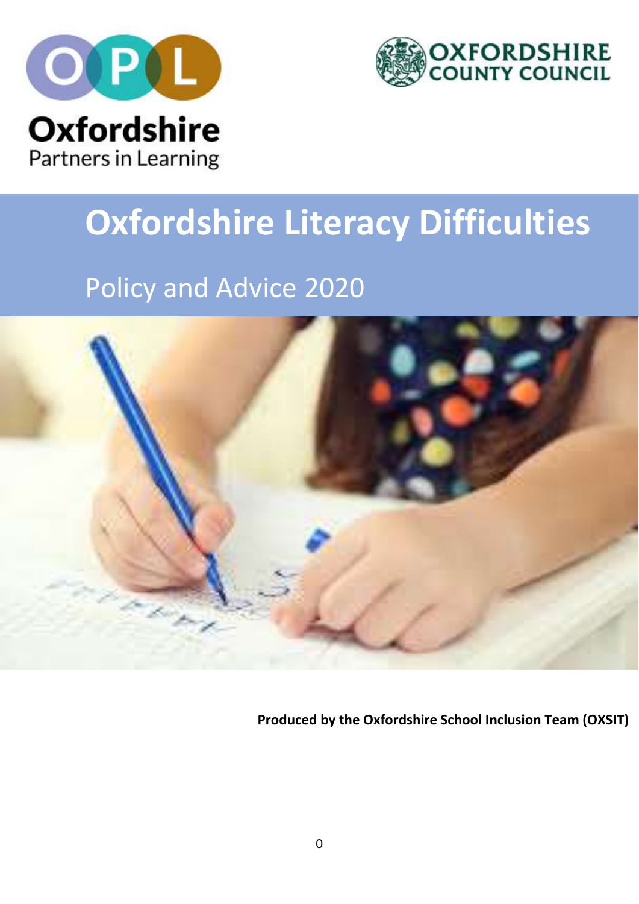OPL

Oxfordshire Partners in Learning

OXFORDSHIRE COUNTY COUNCIL

# Oxfordshire Literacy Difficulties

## Policy and Advice 2020

**Produced by the Oxfordshire School Inclusion Team (OXSIT)**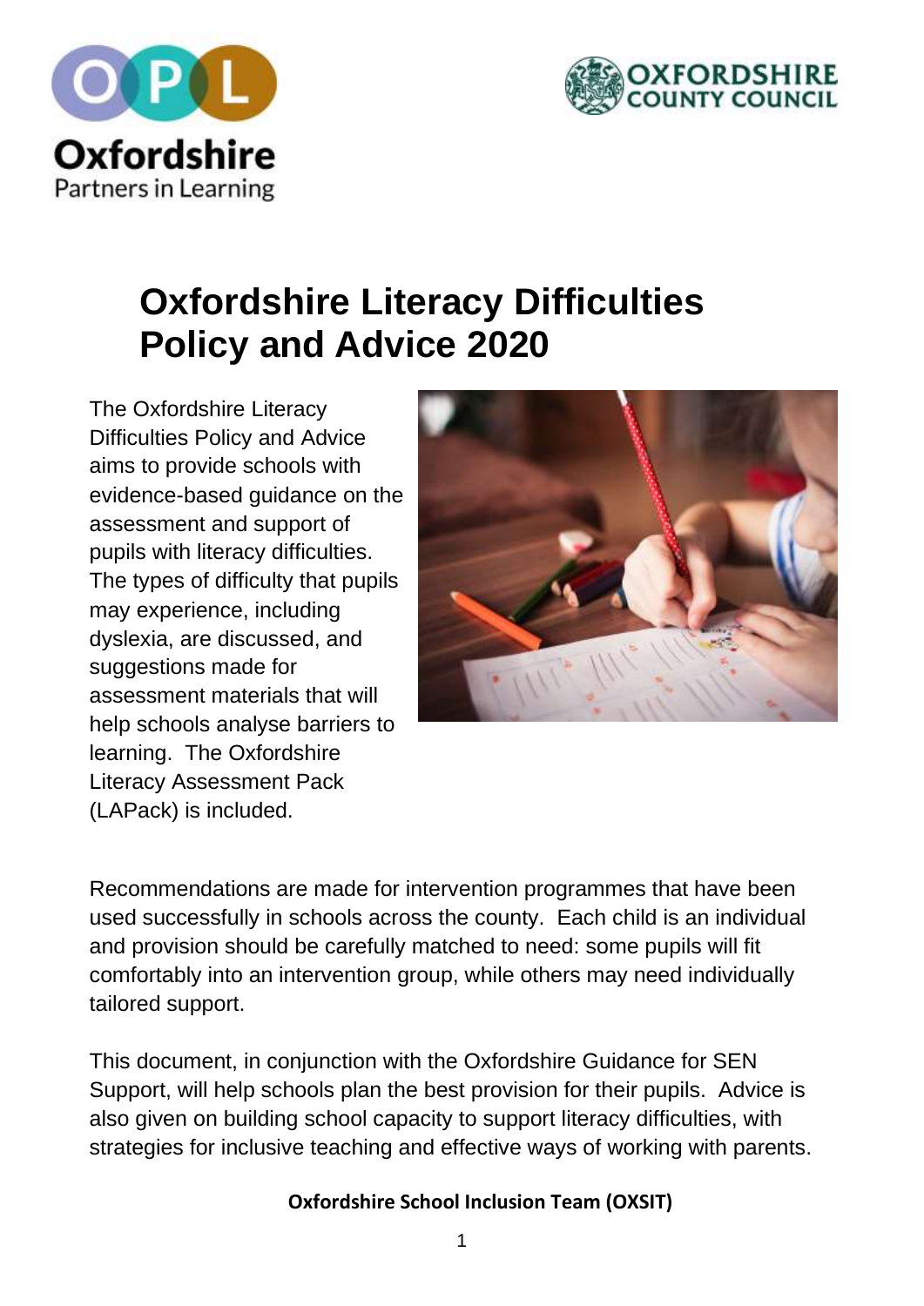# Oxfordshire Literacy Difficulties Policy and Advice 2020

The Oxfordshire Literacy Difficulties Policy and Advice aims to provide schools with evidence-based guidance on the assessment and support of pupils with literacy difficulties. The types of difficulty that pupils may experience, including dyslexia, are discussed, and suggestions made for assessment materials that will help schools analyse barriers to learning. The Oxfordshire Literacy Assessment Pack (LAPack) is included.

Recommendations are made for intervention programmes that have been used successfully in schools across the county. Each child is an individual and provision should be carefully matched to need: some pupils will fit comfortably into an intervention group, while others may need individually tailored support.

This document, in conjunction with the Oxfordshire Guidance for SEN Support, will help schools plan the best provision for their pupils. Advice is also given on building school capacity to support literacy difficulties, with strategies for inclusive teaching and effective ways of working with parents.

**Oxfordshire School Inclusion Team (OXSIT)**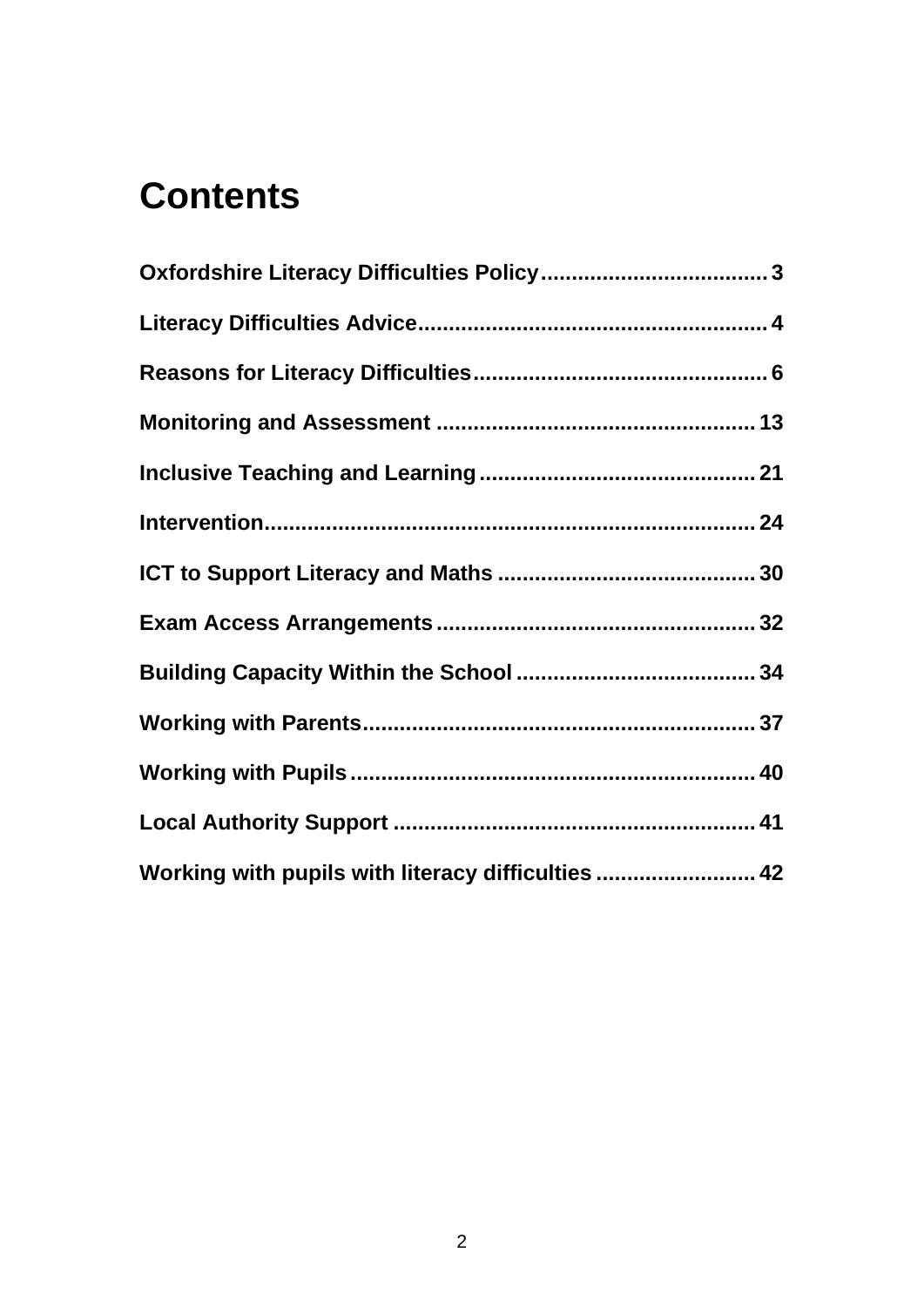# Contents

**Oxfordshire Literacy Difficulties Policy** .................................... 3

**Literacy Difficulties Advice** ........................................................ 4

**Reasons for Literacy Difficulties** ............................................... 6

**Monitoring and Assessment** ................................................... 13

**Inclusive Teaching and Learning** ............................................ 21

**Intervention** ............................................................................... 24

**ICT to Support Literacy and Maths** .......................................... 30

**Exam Access Arrangements** .................................................... 32

**Building Capacity Within the School** ....................................... 34

**Working with Parents** ............................................................... 37

**Working with Pupils** .................................................................. 40

**Local Authority Support** ........................................................... 41

**Working with pupils with literacy difficulties** .......................... 42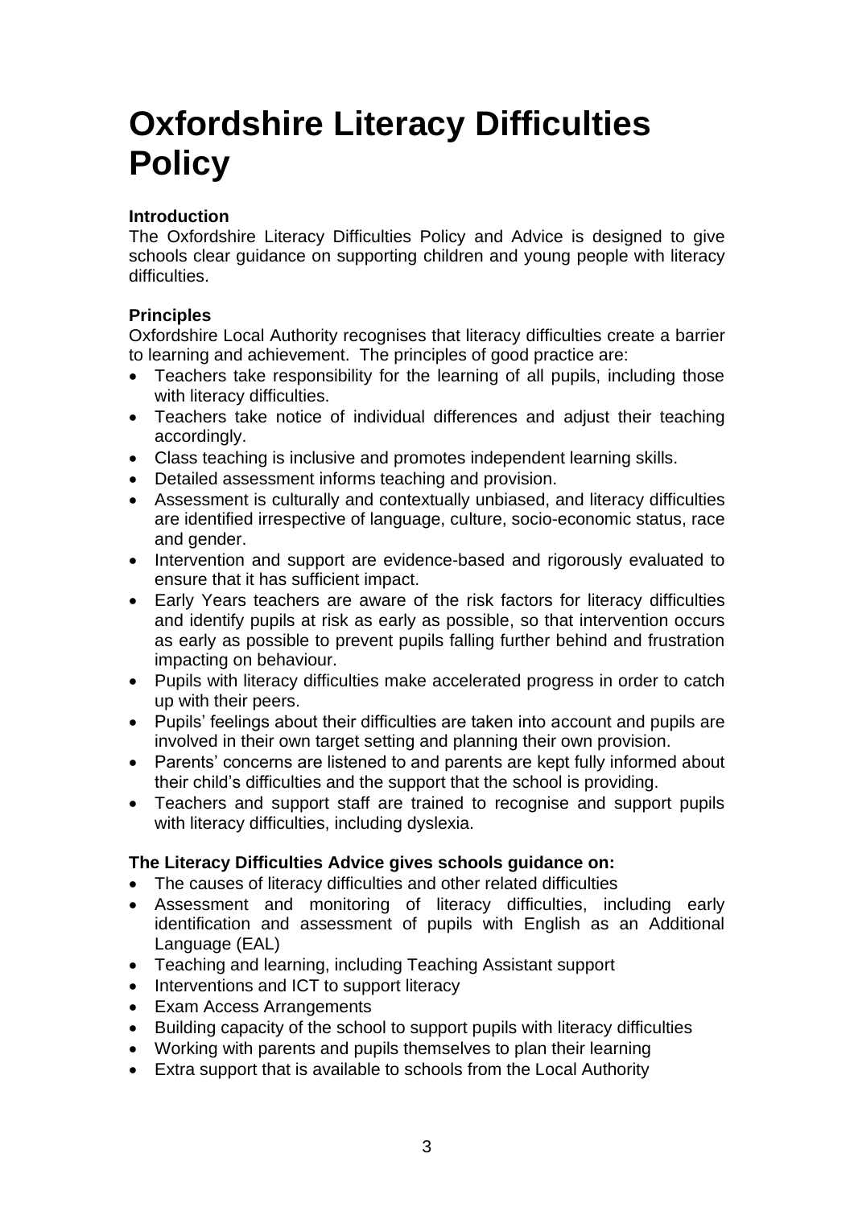# Oxfordshire Literacy Difficulties Policy

**Introduction**

The Oxfordshire Literacy Difficulties Policy and Advice is designed to give schools clear guidance on supporting children and young people with literacy difficulties.

**Principles**

Oxfordshire Local Authority recognises that literacy difficulties create a barrier to learning and achievement. The principles of good practice are:

- Teachers take responsibility for the learning of all pupils, including those with literacy difficulties.
- Teachers take notice of individual differences and adjust their teaching accordingly.
- Class teaching is inclusive and promotes independent learning skills.
- Detailed assessment informs teaching and provision.
- Assessment is culturally and contextually unbiased, and literacy difficulties are identified irrespective of language, culture, socio-economic status, race and gender.
- Intervention and support are evidence-based and rigorously evaluated to ensure that it has sufficient impact.
- Early Years teachers are aware of the risk factors for literacy difficulties and identify pupils at risk as early as possible, so that intervention occurs as early as possible to prevent pupils falling further behind and frustration impacting on behaviour.
- Pupils with literacy difficulties make accelerated progress in order to catch up with their peers.
- Pupils' feelings about their difficulties are taken into account and pupils are involved in their own target setting and planning their own provision.
- Parents' concerns are listened to and parents are kept fully informed about their child's difficulties and the support that the school is providing.
- Teachers and support staff are trained to recognise and support pupils with literacy difficulties, including dyslexia.

**The Literacy Difficulties Advice gives schools guidance on:**

- The causes of literacy difficulties and other related difficulties
- Assessment and monitoring of literacy difficulties, including early identification and assessment of pupils with English as an Additional Language (EAL)
- Teaching and learning, including Teaching Assistant support
- Interventions and ICT to support literacy
- Exam Access Arrangements
- Building capacity of the school to support pupils with literacy difficulties
- Working with parents and pupils themselves to plan their learning
- Extra support that is available to schools from the Local Authority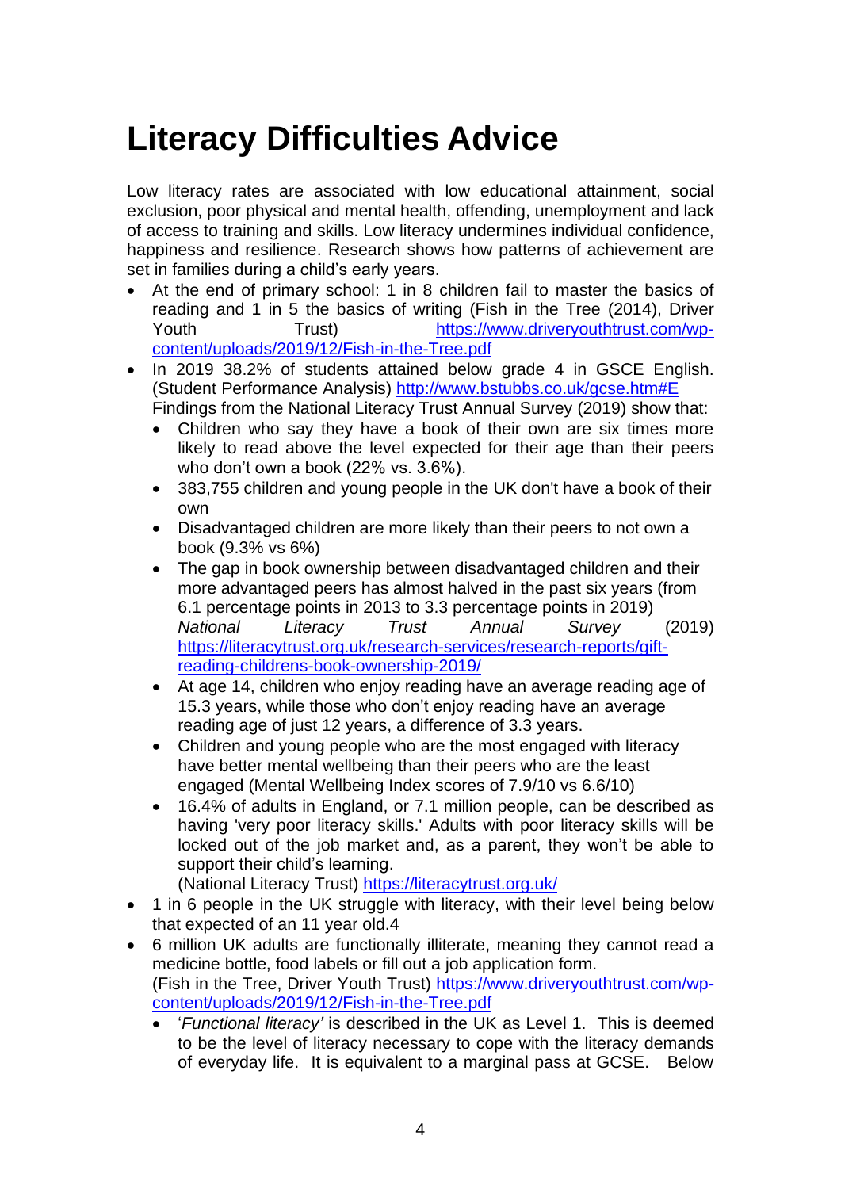# Literacy Difficulties Advice

Low literacy rates are associated with low educational attainment, social exclusion, poor physical and mental health, offending, unemployment and lack of access to training and skills. Low literacy undermines individual confidence, happiness and resilience. Research shows how patterns of achievement are set in families during a child's early years.

- At the end of primary school: 1 in 8 children fail to master the basics of reading and 1 in 5 the basics of writing (Fish in the Tree (2014), Driver Youth Trust) https://www.driveryouthtrust.com/wp-content/uploads/2019/12/Fish-in-the-Tree.pdf
- In 2019 38.2% of students attained below grade 4 in GSCE English. (Student Performance Analysis) http://www.bstubbs.co.uk/gcse.htm#E
  Findings from the National Literacy Trust Annual Survey (2019) show that:
  - Children who say they have a book of their own are six times more likely to read above the level expected for their age than their peers who don't own a book (22% vs. 3.6%).
  - 383,755 children and young people in the UK don't have a book of their own
  - Disadvantaged children are more likely than their peers to not own a book (9.3% vs 6%)
  - The gap in book ownership between disadvantaged children and their more advantaged peers has almost halved in the past six years (from 6.1 percentage points in 2013 to 3.3 percentage points in 2019) *National Literacy Trust Annual Survey* (2019) https://literacytrust.org.uk/research-services/research-reports/gift-reading-childrens-book-ownership-2019/
  - At age 14, children who enjoy reading have an average reading age of 15.3 years, while those who don't enjoy reading have an average reading age of just 12 years, a difference of 3.3 years.
  - Children and young people who are the most engaged with literacy have better mental wellbeing than their peers who are the least engaged (Mental Wellbeing Index scores of 7.9/10 vs 6.6/10)
  - 16.4% of adults in England, or 7.1 million people, can be described as having 'very poor literacy skills.' Adults with poor literacy skills will be locked out of the job market and, as a parent, they won't be able to support their child's learning.
    (National Literacy Trust) https://literacytrust.org.uk/
- 1 in 6 people in the UK struggle with literacy, with their level being below that expected of an 11 year old.4
- 6 million UK adults are functionally illiterate, meaning they cannot read a medicine bottle, food labels or fill out a job application form.
  (Fish in the Tree, Driver Youth Trust) https://www.driveryouthtrust.com/wp-content/uploads/2019/12/Fish-in-the-Tree.pdf
  - '*Functional literacy'* is described in the UK as Level 1. This is deemed to be the level of literacy necessary to cope with the literacy demands of everyday life. It is equivalent to a marginal pass at GCSE. Below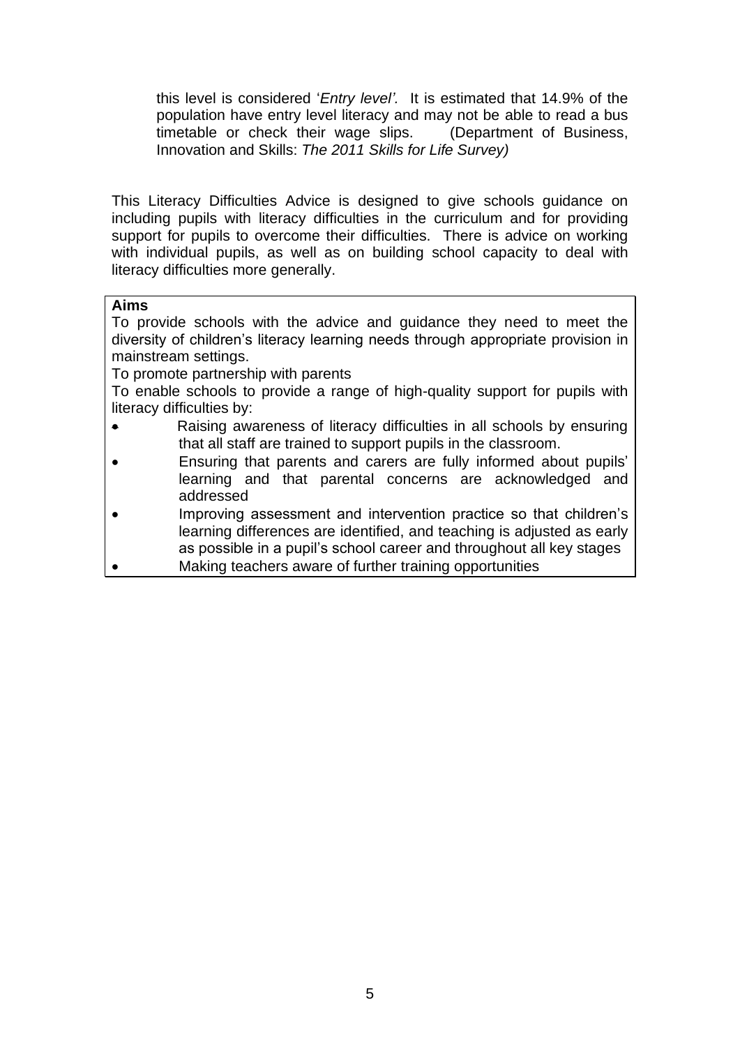this level is considered '*Entry level'.* It is estimated that 14.9% of the population have entry level literacy and may not be able to read a bus timetable or check their wage slips. (Department of Business, Innovation and Skills: *The 2011 Skills for Life Survey)*

This Literacy Difficulties Advice is designed to give schools guidance on including pupils with literacy difficulties in the curriculum and for providing support for pupils to overcome their difficulties. There is advice on working with individual pupils, as well as on building school capacity to deal with literacy difficulties more generally.

**Aims**

To provide schools with the advice and guidance they need to meet the diversity of children's literacy learning needs through appropriate provision in mainstream settings.

To promote partnership with parents

To enable schools to provide a range of high-quality support for pupils with literacy difficulties by:

- Raising awareness of literacy difficulties in all schools by ensuring that all staff are trained to support pupils in the classroom.
- Ensuring that parents and carers are fully informed about pupils' learning and that parental concerns are acknowledged and addressed
- Improving assessment and intervention practice so that children's learning differences are identified, and teaching is adjusted as early as possible in a pupil's school career and throughout all key stages
- Making teachers aware of further training opportunities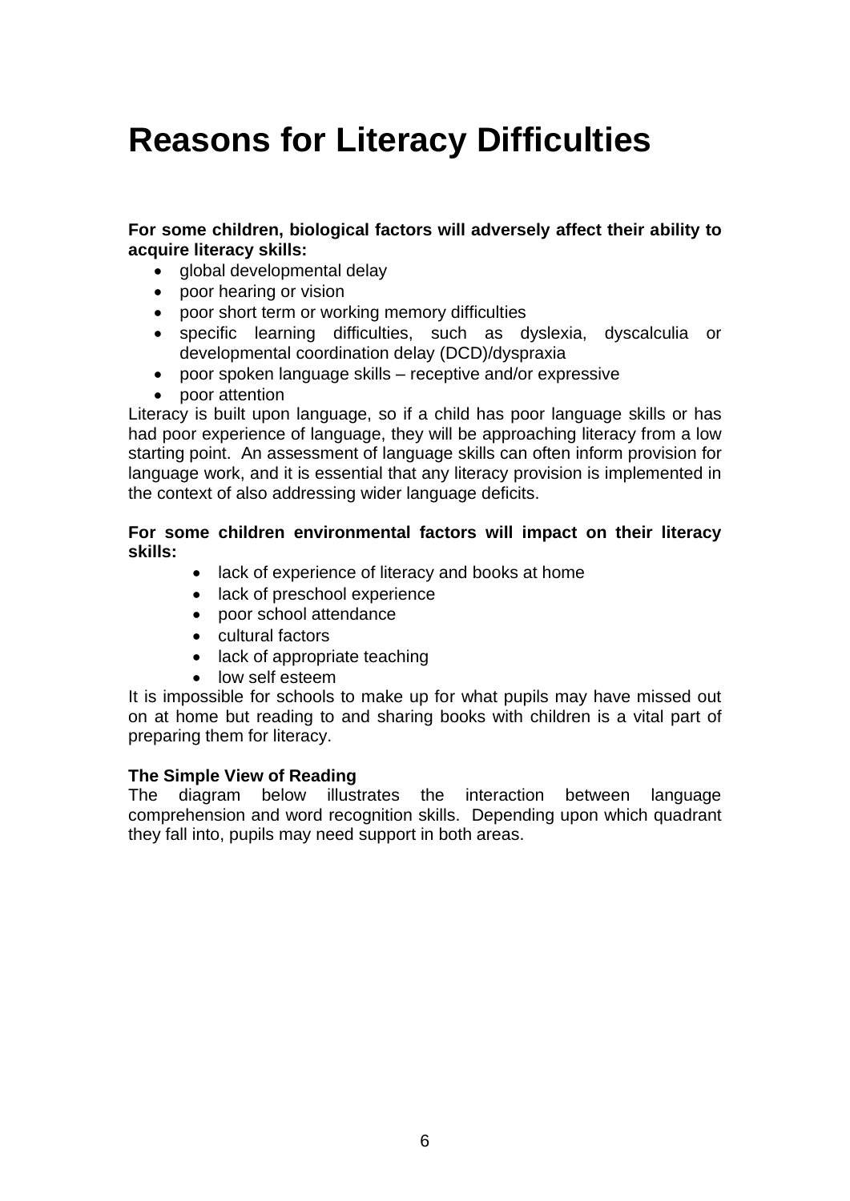# Reasons for Literacy Difficulties

**For some children, biological factors will adversely affect their ability to acquire literacy skills:**

- global developmental delay
- poor hearing or vision
- poor short term or working memory difficulties
- specific learning difficulties, such as dyslexia, dyscalculia or developmental coordination delay (DCD)/dyspraxia
- poor spoken language skills – receptive and/or expressive
- poor attention

Literacy is built upon language, so if a child has poor language skills or has had poor experience of language, they will be approaching literacy from a low starting point. An assessment of language skills can often inform provision for language work, and it is essential that any literacy provision is implemented in the context of also addressing wider language deficits.

**For some children environmental factors will impact on their literacy skills:**

- lack of experience of literacy and books at home
- lack of preschool experience
- poor school attendance
- cultural factors
- lack of appropriate teaching
- low self esteem

It is impossible for schools to make up for what pupils may have missed out on at home but reading to and sharing books with children is a vital part of preparing them for literacy.

**The Simple View of Reading**

The diagram below illustrates the interaction between language comprehension and word recognition skills. Depending upon which quadrant they fall into, pupils may need support in both areas.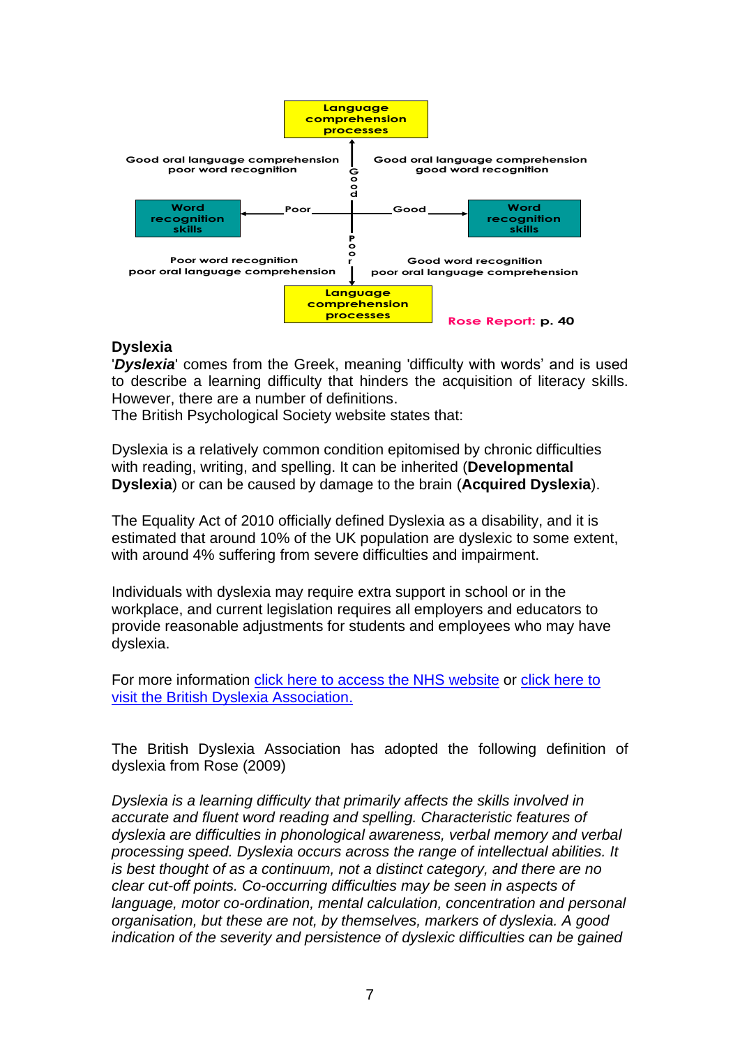Language comprehension processes

Good oral language comprehension poor word recognition

Good oral language comprehension good word recognition

Good

Word recognition skills ← Poor — Good → Word recognition skills

Poor

Poor word recognition poor oral language comprehension

Good word recognition poor oral language comprehension

Language comprehension processes

**Rose Report: p. 40**

## Dyslexia

'***Dyslexia***' comes from the Greek, meaning 'difficulty with words' and is used to describe a learning difficulty that hinders the acquisition of literacy skills. However, there are a number of definitions.
The British Psychological Society website states that:

Dyslexia is a relatively common condition epitomised by chronic difficulties with reading, writing, and spelling. It can be inherited (**Developmental Dyslexia**) or can be caused by damage to the brain (**Acquired Dyslexia**).

The Equality Act of 2010 officially defined Dyslexia as a disability, and it is estimated that around 10% of the UK population are dyslexic to some extent, with around 4% suffering from severe difficulties and impairment.

Individuals with dyslexia may require extra support in school or in the workplace, and current legislation requires all employers and educators to provide reasonable adjustments for students and employees who may have dyslexia.

For more information click here to access the NHS website or click here to visit the British Dyslexia Association.

The British Dyslexia Association has adopted the following definition of dyslexia from Rose (2009)

*Dyslexia is a learning difficulty that primarily affects the skills involved in accurate and fluent word reading and spelling. Characteristic features of dyslexia are difficulties in phonological awareness, verbal memory and verbal processing speed. Dyslexia occurs across the range of intellectual abilities. It is best thought of as a continuum, not a distinct category, and there are no clear cut-off points. Co-occurring difficulties may be seen in aspects of language, motor co-ordination, mental calculation, concentration and personal organisation, but these are not, by themselves, markers of dyslexia. A good indication of the severity and persistence of dyslexic difficulties can be gained*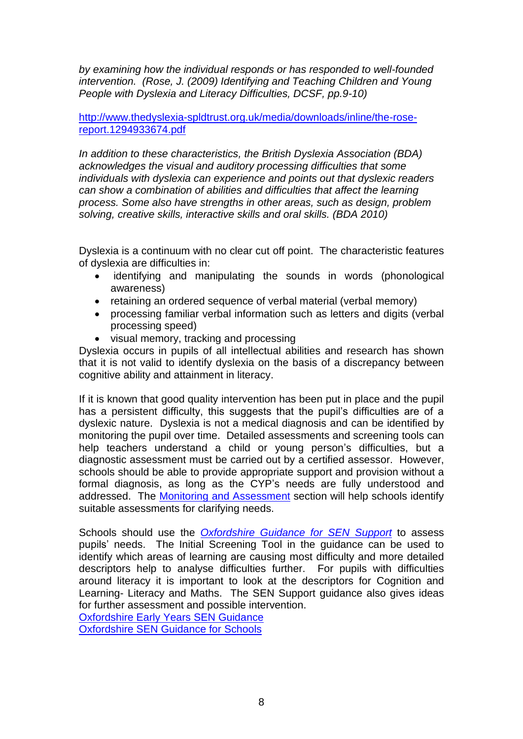*by examining how the individual responds or has responded to well-founded intervention. (Rose, J. (2009) Identifying and Teaching Children and Young People with Dyslexia and Literacy Difficulties, DCSF, pp.9-10)*

[http://www.thedyslexia-spldtrust.org.uk/media/downloads/inline/the-rose-report.1294933674.pdf](http://www.thedyslexia-spldtrust.org.uk/media/downloads/inline/the-rose-report.1294933674.pdf)

*In addition to these characteristics, the British Dyslexia Association (BDA) acknowledges the visual and auditory processing difficulties that some individuals with dyslexia can experience and points out that dyslexic readers can show a combination of abilities and difficulties that affect the learning process. Some also have strengths in other areas, such as design, problem solving, creative skills, interactive skills and oral skills. (BDA 2010)*

Dyslexia is a continuum with no clear cut off point. The characteristic features of dyslexia are difficulties in:

- identifying and manipulating the sounds in words (phonological awareness)
- retaining an ordered sequence of verbal material (verbal memory)
- processing familiar verbal information such as letters and digits (verbal processing speed)
- visual memory, tracking and processing

Dyslexia occurs in pupils of all intellectual abilities and research has shown that it is not valid to identify dyslexia on the basis of a discrepancy between cognitive ability and attainment in literacy.

If it is known that good quality intervention has been put in place and the pupil has a persistent difficulty, this suggests that the pupil's difficulties are of a dyslexic nature. Dyslexia is not a medical diagnosis and can be identified by monitoring the pupil over time. Detailed assessments and screening tools can help teachers understand a child or young person's difficulties, but a diagnostic assessment must be carried out by a certified assessor. However, schools should be able to provide appropriate support and provision without a formal diagnosis, as long as the CYP's needs are fully understood and addressed. The Monitoring and Assessment section will help schools identify suitable assessments for clarifying needs.

Schools should use the *Oxfordshire Guidance for SEN Support* to assess pupils' needs. The Initial Screening Tool in the guidance can be used to identify which areas of learning are causing most difficulty and more detailed descriptors help to analyse difficulties further. For pupils with difficulties around literacy it is important to look at the descriptors for Cognition and Learning- Literacy and Maths. The SEN Support guidance also gives ideas for further assessment and possible intervention.
Oxfordshire Early Years SEN Guidance
Oxfordshire SEN Guidance for Schools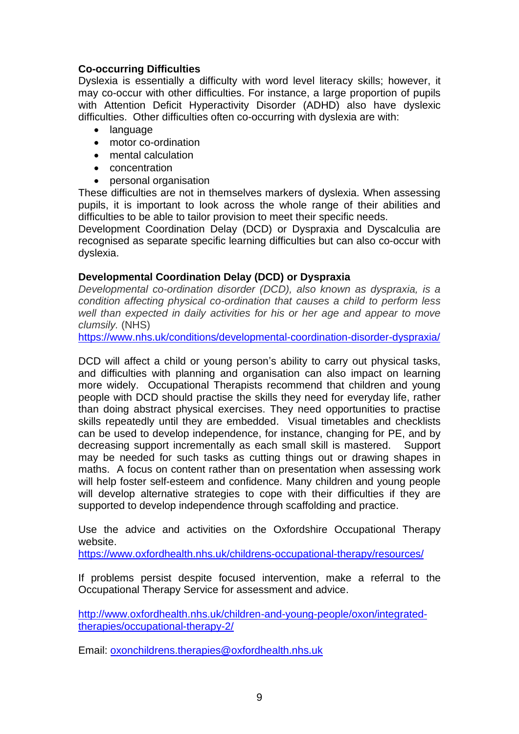**Co-occurring Difficulties**

Dyslexia is essentially a difficulty with word level literacy skills; however, it may co-occur with other difficulties. For instance, a large proportion of pupils with Attention Deficit Hyperactivity Disorder (ADHD) also have dyslexic difficulties. Other difficulties often co-occurring with dyslexia are with:

- language
- motor co-ordination
- mental calculation
- concentration
- personal organisation

These difficulties are not in themselves markers of dyslexia. When assessing pupils, it is important to look across the whole range of their abilities and difficulties to be able to tailor provision to meet their specific needs.

Development Coordination Delay (DCD) or Dyspraxia and Dyscalculia are recognised as separate specific learning difficulties but can also co-occur with dyslexia.

**Developmental Coordination Delay (DCD) or Dyspraxia**

*Developmental co-ordination disorder (DCD), also known as dyspraxia, is a condition affecting physical co-ordination that causes a child to perform less well than expected in daily activities for his or her age and appear to move clumsily.* (NHS)

https://www.nhs.uk/conditions/developmental-coordination-disorder-dyspraxia/

DCD will affect a child or young person's ability to carry out physical tasks, and difficulties with planning and organisation can also impact on learning more widely. Occupational Therapists recommend that children and young people with DCD should practise the skills they need for everyday life, rather than doing abstract physical exercises. They need opportunities to practise skills repeatedly until they are embedded. Visual timetables and checklists can be used to develop independence, for instance, changing for PE, and by decreasing support incrementally as each small skill is mastered. Support may be needed for such tasks as cutting things out or drawing shapes in maths. A focus on content rather than on presentation when assessing work will help foster self-esteem and confidence. Many children and young people will develop alternative strategies to cope with their difficulties if they are supported to develop independence through scaffolding and practice.

Use the advice and activities on the Oxfordshire Occupational Therapy website.

https://www.oxfordhealth.nhs.uk/childrens-occupational-therapy/resources/

If problems persist despite focused intervention, make a referral to the Occupational Therapy Service for assessment and advice.

http://www.oxfordhealth.nhs.uk/children-and-young-people/oxon/integrated-therapies/occupational-therapy-2/

Email: oxonchildrens.therapies@oxfordhealth.nhs.uk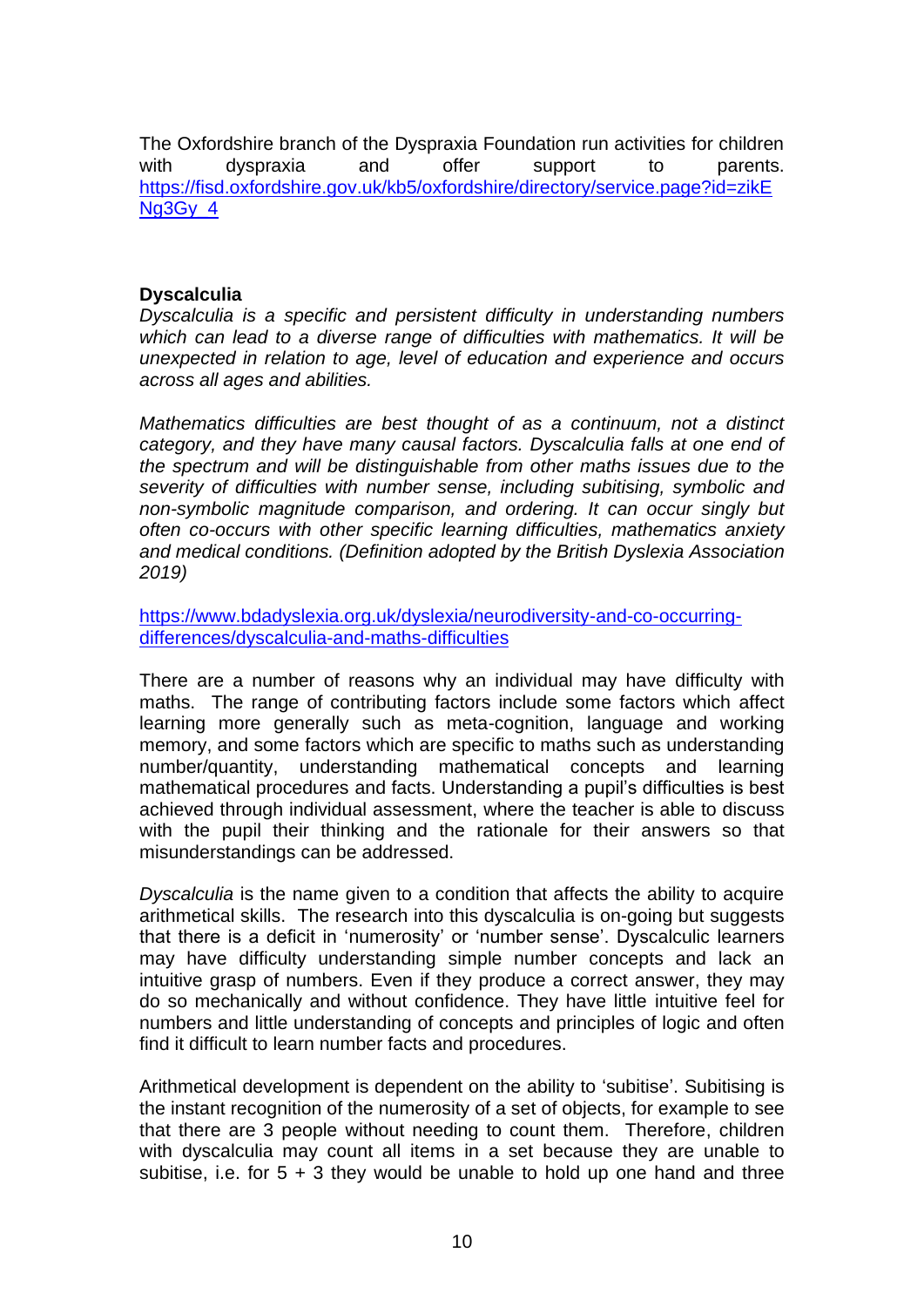The Oxfordshire branch of the Dyspraxia Foundation run activities for children with dyspraxia and offer support to parents. [https://fisd.oxfordshire.gov.uk/kb5/oxfordshire/directory/service.page?id=zikENg3Gy_4](https://fisd.oxfordshire.gov.uk/kb5/oxfordshire/directory/service.page?id=zikENg3Gy_4)

**Dyscalculia**

*Dyscalculia is a specific and persistent difficulty in understanding numbers which can lead to a diverse range of difficulties with mathematics. It will be unexpected in relation to age, level of education and experience and occurs across all ages and abilities.*

*Mathematics difficulties are best thought of as a continuum, not a distinct category, and they have many causal factors. Dyscalculia falls at one end of the spectrum and will be distinguishable from other maths issues due to the severity of difficulties with number sense, including subitising, symbolic and non-symbolic magnitude comparison, and ordering. It can occur singly but often co-occurs with other specific learning difficulties, mathematics anxiety and medical conditions. (Definition adopted by the British Dyslexia Association 2019)*

[https://www.bdadyslexia.org.uk/dyslexia/neurodiversity-and-co-occurring-differences/dyscalculia-and-maths-difficulties](https://www.bdadyslexia.org.uk/dyslexia/neurodiversity-and-co-occurring-differences/dyscalculia-and-maths-difficulties)

There are a number of reasons why an individual may have difficulty with maths. The range of contributing factors include some factors which affect learning more generally such as meta-cognition, language and working memory, and some factors which are specific to maths such as understanding number/quantity, understanding mathematical concepts and learning mathematical procedures and facts. Understanding a pupil's difficulties is best achieved through individual assessment, where the teacher is able to discuss with the pupil their thinking and the rationale for their answers so that misunderstandings can be addressed.

*Dyscalculia* is the name given to a condition that affects the ability to acquire arithmetical skills. The research into this dyscalculia is on-going but suggests that there is a deficit in 'numerosity' or 'number sense'. Dyscalculic learners may have difficulty understanding simple number concepts and lack an intuitive grasp of numbers. Even if they produce a correct answer, they may do so mechanically and without confidence. They have little intuitive feel for numbers and little understanding of concepts and principles of logic and often find it difficult to learn number facts and procedures.

Arithmetical development is dependent on the ability to 'subitise'. Subitising is the instant recognition of the numerosity of a set of objects, for example to see that there are 3 people without needing to count them. Therefore, children with dyscalculia may count all items in a set because they are unable to subitise, i.e. for 5 + 3 they would be unable to hold up one hand and three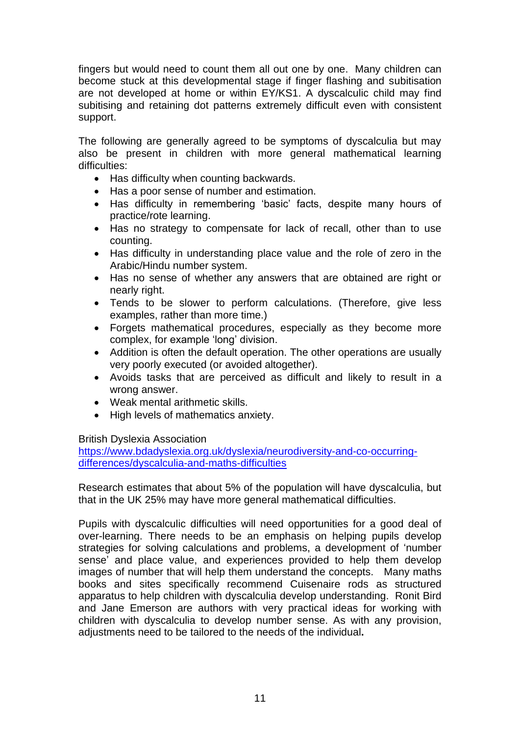fingers but would need to count them all out one by one. Many children can become stuck at this developmental stage if finger flashing and subitisation are not developed at home or within EY/KS1. A dyscalculic child may find subitising and retaining dot patterns extremely difficult even with consistent support.

The following are generally agreed to be symptoms of dyscalculia but may also be present in children with more general mathematical learning difficulties:

- Has difficulty when counting backwards.
- Has a poor sense of number and estimation.
- Has difficulty in remembering 'basic' facts, despite many hours of practice/rote learning.
- Has no strategy to compensate for lack of recall, other than to use counting.
- Has difficulty in understanding place value and the role of zero in the Arabic/Hindu number system.
- Has no sense of whether any answers that are obtained are right or nearly right.
- Tends to be slower to perform calculations. (Therefore, give less examples, rather than more time.)
- Forgets mathematical procedures, especially as they become more complex, for example 'long' division.
- Addition is often the default operation. The other operations are usually very poorly executed (or avoided altogether).
- Avoids tasks that are perceived as difficult and likely to result in a wrong answer.
- Weak mental arithmetic skills.
- High levels of mathematics anxiety.

British Dyslexia Association
[https://www.bdadyslexia.org.uk/dyslexia/neurodiversity-and-co-occurring-differences/dyscalculia-and-maths-difficulties](https://www.bdadyslexia.org.uk/dyslexia/neurodiversity-and-co-occurring-differences/dyscalculia-and-maths-difficulties)

Research estimates that about 5% of the population will have dyscalculia, but that in the UK 25% may have more general mathematical difficulties.

Pupils with dyscalculic difficulties will need opportunities for a good deal of over-learning. There needs to be an emphasis on helping pupils develop strategies for solving calculations and problems, a development of 'number sense' and place value, and experiences provided to help them develop images of number that will help them understand the concepts. Many maths books and sites specifically recommend Cuisenaire rods as structured apparatus to help children with dyscalculia develop understanding. Ronit Bird and Jane Emerson are authors with very practical ideas for working with children with dyscalculia to develop number sense. As with any provision, adjustments need to be tailored to the needs of the individual.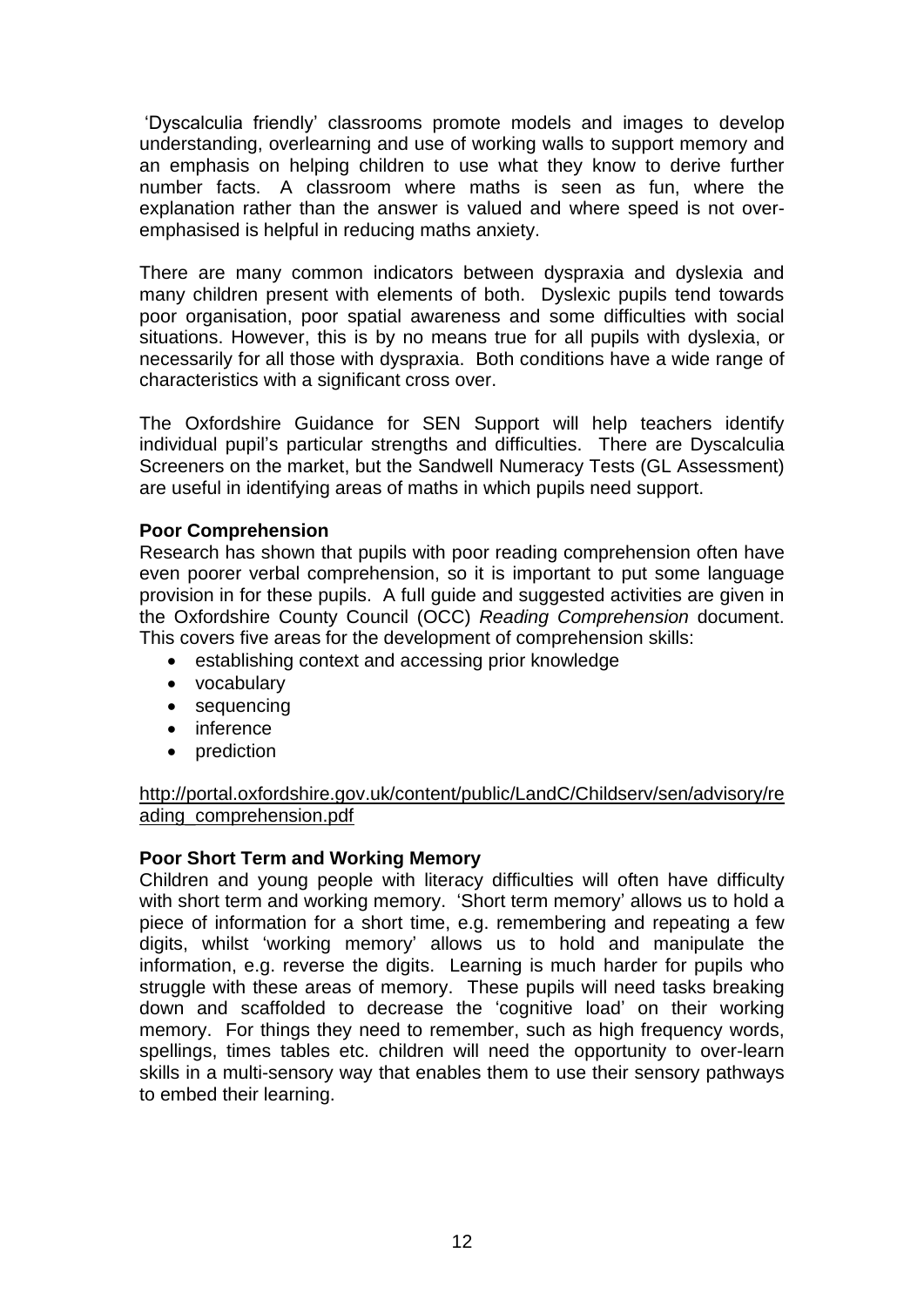'Dyscalculia friendly' classrooms promote models and images to develop understanding, overlearning and use of working walls to support memory and an emphasis on helping children to use what they know to derive further number facts. A classroom where maths is seen as fun, where the explanation rather than the answer is valued and where speed is not over-emphasised is helpful in reducing maths anxiety.

There are many common indicators between dyspraxia and dyslexia and many children present with elements of both. Dyslexic pupils tend towards poor organisation, poor spatial awareness and some difficulties with social situations. However, this is by no means true for all pupils with dyslexia, or necessarily for all those with dyspraxia. Both conditions have a wide range of characteristics with a significant cross over.

The Oxfordshire Guidance for SEN Support will help teachers identify individual pupil's particular strengths and difficulties. There are Dyscalculia Screeners on the market, but the Sandwell Numeracy Tests (GL Assessment) are useful in identifying areas of maths in which pupils need support.

**Poor Comprehension**

Research has shown that pupils with poor reading comprehension often have even poorer verbal comprehension, so it is important to put some language provision in for these pupils. A full guide and suggested activities are given in the Oxfordshire County Council (OCC) *Reading Comprehension* document. This covers five areas for the development of comprehension skills:

- establishing context and accessing prior knowledge
- vocabulary
- sequencing
- inference
- prediction

http://portal.oxfordshire.gov.uk/content/public/LandC/Childserv/sen/advisory/reading_comprehension.pdf

**Poor Short Term and Working Memory**

Children and young people with literacy difficulties will often have difficulty with short term and working memory. 'Short term memory' allows us to hold a piece of information for a short time, e.g. remembering and repeating a few digits, whilst 'working memory' allows us to hold and manipulate the information, e.g. reverse the digits. Learning is much harder for pupils who struggle with these areas of memory. These pupils will need tasks breaking down and scaffolded to decrease the 'cognitive load' on their working memory. For things they need to remember, such as high frequency words, spellings, times tables etc. children will need the opportunity to over-learn skills in a multi-sensory way that enables them to use their sensory pathways to embed their learning.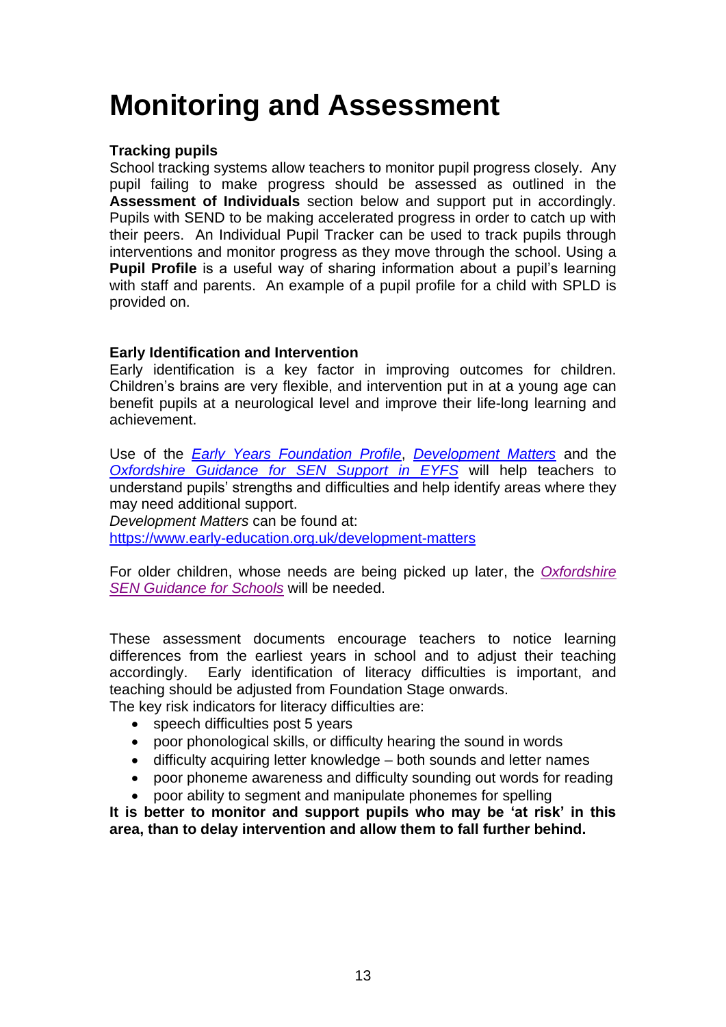# Monitoring and Assessment

**Tracking pupils**

School tracking systems allow teachers to monitor pupil progress closely. Any pupil failing to make progress should be assessed as outlined in the **Assessment of Individuals** section below and support put in accordingly. Pupils with SEND to be making accelerated progress in order to catch up with their peers. An Individual Pupil Tracker can be used to track pupils through interventions and monitor progress as they move through the school. Using a **Pupil Profile** is a useful way of sharing information about a pupil's learning with staff and parents. An example of a pupil profile for a child with SPLD is provided on.

**Early Identification and Intervention**

Early identification is a key factor in improving outcomes for children. Children's brains are very flexible, and intervention put in at a young age can benefit pupils at a neurological level and improve their life-long learning and achievement.

Use of the *Early Years Foundation Profile*, *Development Matters* and the *Oxfordshire Guidance for SEN Support in EYFS* will help teachers to understand pupils' strengths and difficulties and help identify areas where they may need additional support.
*Development Matters* can be found at:
https://www.early-education.org.uk/development-matters

For older children, whose needs are being picked up later, the *Oxfordshire SEN Guidance for Schools* will be needed.

These assessment documents encourage teachers to notice learning differences from the earliest years in school and to adjust their teaching accordingly. Early identification of literacy difficulties is important, and teaching should be adjusted from Foundation Stage onwards.
The key risk indicators for literacy difficulties are:

- speech difficulties post 5 years
- poor phonological skills, or difficulty hearing the sound in words
- difficulty acquiring letter knowledge – both sounds and letter names
- poor phoneme awareness and difficulty sounding out words for reading
- poor ability to segment and manipulate phonemes for spelling

**It is better to monitor and support pupils who may be 'at risk' in this area, than to delay intervention and allow them to fall further behind.**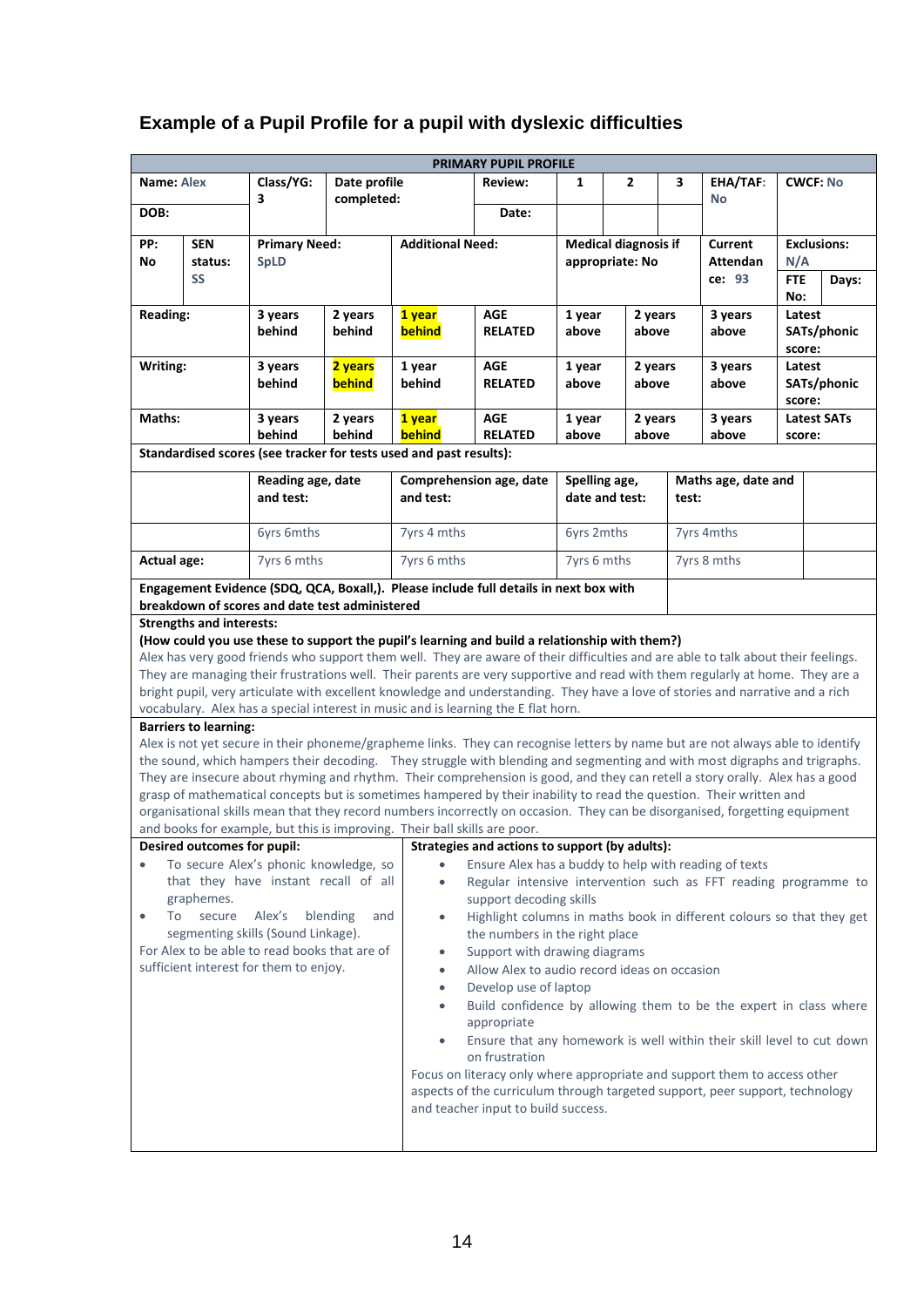## Example of a Pupil Profile for a pupil with dyslexic difficulties

**PRIMARY PUPIL PROFILE**

| | | | | | | | | | | |
|---|---|---|---|---|---|---|---|---|---|---|
| **Name:** Alex | | **Class/YG:** 3 | **Date profile completed:** | | **Review:** | **1** | **2** | **3** | **EHA/TAF:** No | **CWCF:** No |
| **DOB:** | | | | | **Date:** | | | | | |
| **PP:** No | **SEN status:** SS | **Primary Need:** SpLD | | **Additional Need:** | | **Medical diagnosis if appropriate:** No | | | **Current Attendance:** 93 | **Exclusions:** N/A **FTE No:** **Days:** |
| **Reading:** | | **3 years behind** | **2 years behind** | **1 year behind** | **AGE RELATED** | **1 year above** | **2 years above** | | **3 years above** | **Latest SATs/phonic score:** |
| **Writing:** | | **3 years behind** | **2 years behind** | **1 year behind** | **AGE RELATED** | **1 year above** | **2 years above** | | **3 years above** | **Latest SATs/phonic score:** |
| **Maths:** | | **3 years behind** | **2 years behind** | **1 year behind** | **AGE RELATED** | **1 year above** | **2 years above** | | **3 years above** | **Latest SATs score:** |

Note: In the original, the following are highlighted: Reading – 1 year behind; Writing – 2 years behind; Maths – 1 year behind.

**Standardised scores (see tracker for tests used and past results):**

| | Reading age, date and test: | Comprehension age, date and test: | Spelling age, date and test: | Maths age, date and test: | |
|---|---|---|---|---|---|
| | 6yrs 6mths | 7yrs 4 mths | 6yrs 2mths | 7yrs 4mths | |
| **Actual age:** | 7yrs 6 mths | 7yrs 6 mths | 7yrs 6 mths | 7yrs 8 mths | |

**Engagement Evidence (SDQ, QCA, Boxall,). Please include full details in next box with breakdown of scores and date test administered**

**Strengths and interests:**
**(How could you use these to support the pupil's learning and build a relationship with them?)**
Alex has very good friends who support them well. They are aware of their difficulties and are able to talk about their feelings. They are managing their frustrations well. Their parents are very supportive and read with them regularly at home. They are a bright pupil, very articulate with excellent knowledge and understanding. They have a love of stories and narrative and a rich vocabulary. Alex has a special interest in music and is learning the E flat horn.

**Barriers to learning:**
Alex is not yet secure in their phoneme/grapheme links. They can recognise letters by name but are not always able to identify the sound, which hampers their decoding. They struggle with blending and segmenting and with most digraphs and trigraphs. They are insecure about rhyming and rhythm. Their comprehension is good, and they can retell a story orally. Alex has a good grasp of mathematical concepts but is sometimes hampered by their inability to read the question. Their written and organisational skills mean that they record numbers incorrectly on occasion. They can be disorganised, forgetting equipment and books for example, but this is improving. Their ball skills are poor.

**Desired outcomes for pupil:**

- To secure Alex's phonic knowledge, so that they have instant recall of all graphemes.
- To secure Alex's blending and segmenting skills (Sound Linkage).

For Alex to be able to read books that are of sufficient interest for them to enjoy.

**Strategies and actions to support (by adults):**

- Ensure Alex has a buddy to help with reading of texts
- Regular intensive intervention such as FFT reading programme to support decoding skills
- Highlight columns in maths book in different colours so that they get the numbers in the right place
- Support with drawing diagrams
- Allow Alex to audio record ideas on occasion
- Develop use of laptop
- Build confidence by allowing them to be the expert in class where appropriate
- Ensure that any homework is well within their skill level to cut down on frustration

Focus on literacy only where appropriate and support them to access other aspects of the curriculum through targeted support, peer support, technology and teacher input to build success.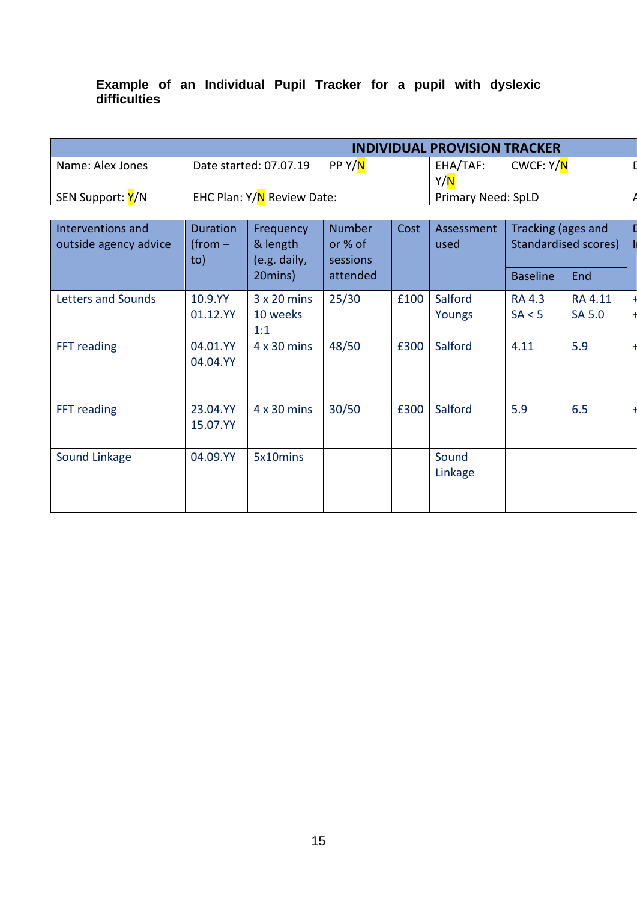**Example of an Individual Pupil Tracker for a pupil with dyslexic difficulties**

| INDIVIDUAL PROVISION TRACKER | | | | | |
|---|---|---|---|---|---|
| Name: Alex Jones | Date started: 07.07.19 | PP Y/N | EHA/TAF: Y/N | CWCF: Y/N | D |
| SEN Support: Y/N | EHC Plan: Y/N Review Date: | | Primary Need: SpLD | | A |

| Interventions and outside agency advice | Duration (from – to) | Frequency & length (e.g. daily, 20mins) | Number or % of sessions attended | Cost | Assessment used | Tracking (ages and Standardised scores) | | D I |
|---|---|---|---|---|---|---|---|---|
| | | | | | | Baseline | End | |
| Letters and Sounds | 10.9.YY 01.12.YY | 3 x 20 mins 10 weeks 1:1 | 25/30 | £100 | Salford Youngs | RA 4.3 SA < 5 | RA 4.11 SA 5.0 | + + |
| FFT reading | 04.01.YY 04.04.YY | 4 x 30 mins | 48/50 | £300 | Salford | 4.11 | 5.9 | + |
| FFT reading | 23.04.YY 15.07.YY | 4 x 30 mins | 30/50 | £300 | Salford | 5.9 | 6.5 | + |
| Sound Linkage | 04.09.YY | 5x10mins | | | Sound Linkage | | | |
| | | | | | | | | |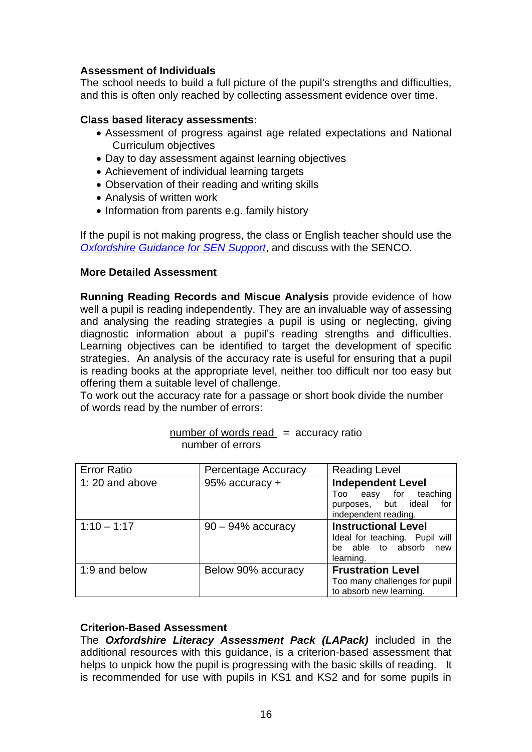**Assessment of Individuals**

The school needs to build a full picture of the pupil's strengths and difficulties, and this is often only reached by collecting assessment evidence over time.

**Class based literacy assessments:**

- Assessment of progress against age related expectations and National Curriculum objectives
- Day to day assessment against learning objectives
- Achievement of individual learning targets
- Observation of their reading and writing skills
- Analysis of written work
- Information from parents e.g. family history

If the pupil is not making progress, the class or English teacher should use the *Oxfordshire Guidance for SEN Support*, and discuss with the SENCO.

**More Detailed Assessment**

**Running Reading Records and Miscue Analysis** provide evidence of how well a pupil is reading independently. They are an invaluable way of assessing and analysing the reading strategies a pupil is using or neglecting, giving diagnostic information about a pupil's reading strengths and difficulties. Learning objectives can be identified to target the development of specific strategies. An analysis of the accuracy rate is useful for ensuring that a pupil is reading books at the appropriate level, neither too difficult nor too easy but offering them a suitable level of challenge.

To work out the accuracy rate for a passage or short book divide the number of words read by the number of errors:

$$\frac{\text{number of words read}}{\text{number of errors}} = \text{accuracy ratio}$$

| Error Ratio | Percentage Accuracy | Reading Level |
|---|---|---|
| 1: 20 and above | 95% accuracy + | **Independent Level** Too easy for teaching purposes, but ideal for independent reading. |
| 1:10 – 1:17 | 90 – 94% accuracy | **Instructional Level** Ideal for teaching. Pupil will be able to absorb new learning. |
| 1:9 and below | Below 90% accuracy | **Frustration Level** Too many challenges for pupil to absorb new learning. |

**Criterion-Based Assessment**

The ***Oxfordshire Literacy Assessment Pack (LAPack)*** included in the additional resources with this guidance, is a criterion-based assessment that helps to unpick how the pupil is progressing with the basic skills of reading. It is recommended for use with pupils in KS1 and KS2 and for some pupils in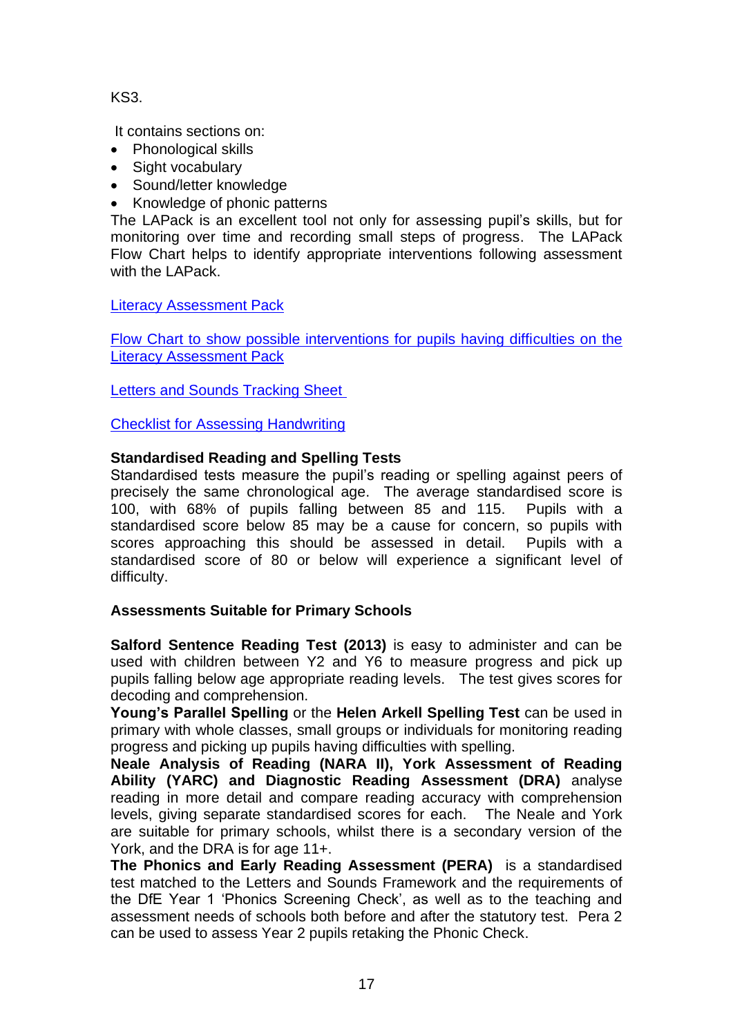KS3.

It contains sections on:

- Phonological skills
- Sight vocabulary
- Sound/letter knowledge
- Knowledge of phonic patterns

The LAPack is an excellent tool not only for assessing pupil's skills, but for monitoring over time and recording small steps of progress. The LAPack Flow Chart helps to identify appropriate interventions following assessment with the LAPack.

Literacy Assessment Pack

Flow Chart to show possible interventions for pupils having difficulties on the Literacy Assessment Pack

Letters and Sounds Tracking Sheet

Checklist for Assessing Handwriting

**Standardised Reading and Spelling Tests**

Standardised tests measure the pupil's reading or spelling against peers of precisely the same chronological age. The average standardised score is 100, with 68% of pupils falling between 85 and 115. Pupils with a standardised score below 85 may be a cause for concern, so pupils with scores approaching this should be assessed in detail. Pupils with a standardised score of 80 or below will experience a significant level of difficulty.

**Assessments Suitable for Primary Schools**

**Salford Sentence Reading Test (2013)** is easy to administer and can be used with children between Y2 and Y6 to measure progress and pick up pupils falling below age appropriate reading levels. The test gives scores for decoding and comprehension.

**Young's Parallel Spelling** or the **Helen Arkell Spelling Test** can be used in primary with whole classes, small groups or individuals for monitoring reading progress and picking up pupils having difficulties with spelling.

**Neale Analysis of Reading (NARA II), York Assessment of Reading Ability (YARC) and Diagnostic Reading Assessment (DRA)** analyse reading in more detail and compare reading accuracy with comprehension levels, giving separate standardised scores for each. The Neale and York are suitable for primary schools, whilst there is a secondary version of the York, and the DRA is for age 11+.

**The Phonics and Early Reading Assessment (PERA)** is a standardised test matched to the Letters and Sounds Framework and the requirements of the DfE Year 1 'Phonics Screening Check', as well as to the teaching and assessment needs of schools both before and after the statutory test. Pera 2 can be used to assess Year 2 pupils retaking the Phonic Check.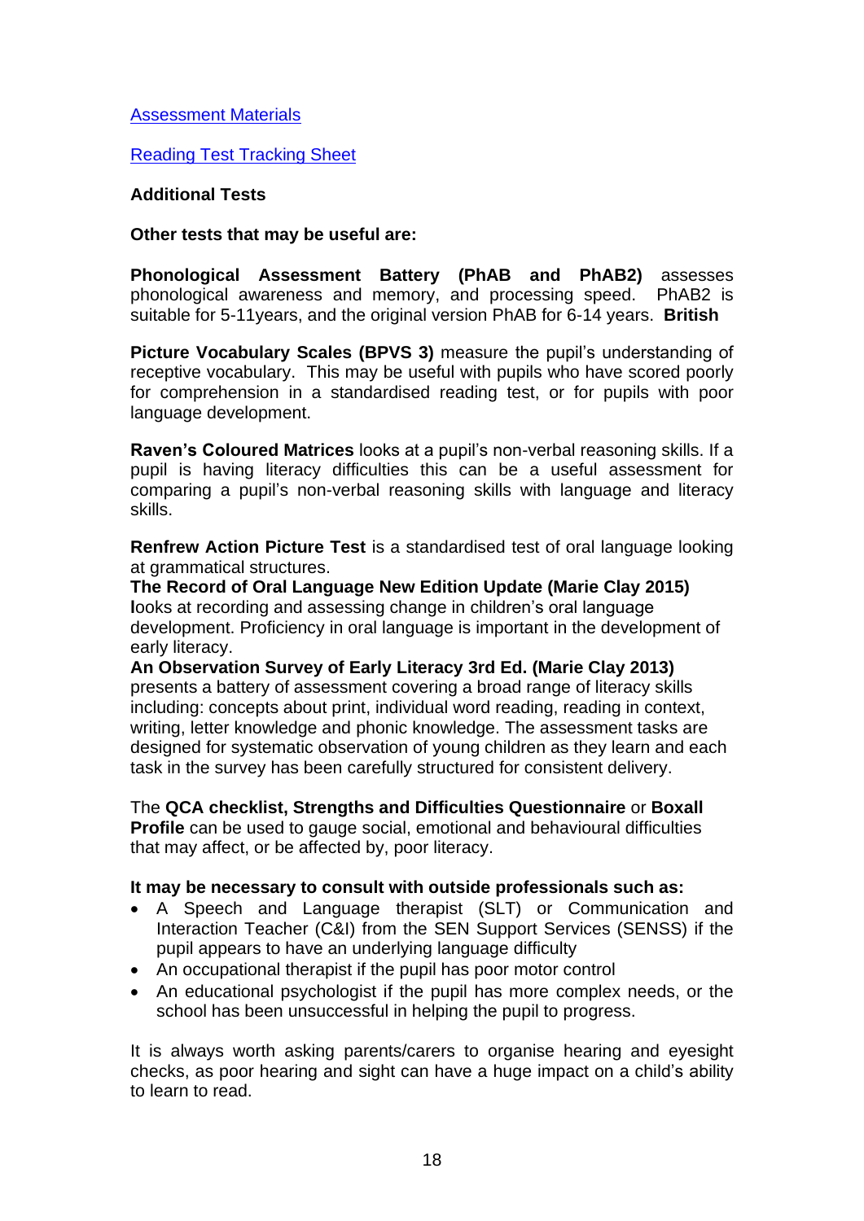[Assessment Materials]

[Reading Test Tracking Sheet]

**Additional Tests**

**Other tests that may be useful are:**

**Phonological Assessment Battery (PhAB and PhAB2)** assesses phonological awareness and memory, and processing speed. PhAB2 is suitable for 5-11years, and the original version PhAB for 6-14 years. **British**

**Picture Vocabulary Scales (BPVS 3)** measure the pupil's understanding of receptive vocabulary. This may be useful with pupils who have scored poorly for comprehension in a standardised reading test, or for pupils with poor language development.

**Raven's Coloured Matrices** looks at a pupil's non-verbal reasoning skills. If a pupil is having literacy difficulties this can be a useful assessment for comparing a pupil's non-verbal reasoning skills with language and literacy skills.

**Renfrew Action Picture Test** is a standardised test of oral language looking at grammatical structures.

**The Record of Oral Language New Edition Update (Marie Clay 2015) l**ooks at recording and assessing change in children's oral language development. Proficiency in oral language is important in the development of early literacy.

**An Observation Survey of Early Literacy 3rd Ed. (Marie Clay 2013)** presents a battery of assessment covering a broad range of literacy skills including: concepts about print, individual word reading, reading in context, writing, letter knowledge and phonic knowledge. The assessment tasks are designed for systematic observation of young children as they learn and each task in the survey has been carefully structured for consistent delivery.

The **QCA checklist, Strengths and Difficulties Questionnaire** or **Boxall Profile** can be used to gauge social, emotional and behavioural difficulties that may affect, or be affected by, poor literacy.

**It may be necessary to consult with outside professionals such as:**

- A Speech and Language therapist (SLT) or Communication and Interaction Teacher (C&I) from the SEN Support Services (SENSS) if the pupil appears to have an underlying language difficulty
- An occupational therapist if the pupil has poor motor control
- An educational psychologist if the pupil has more complex needs, or the school has been unsuccessful in helping the pupil to progress.

It is always worth asking parents/carers to organise hearing and eyesight checks, as poor hearing and sight can have a huge impact on a child's ability to learn to read.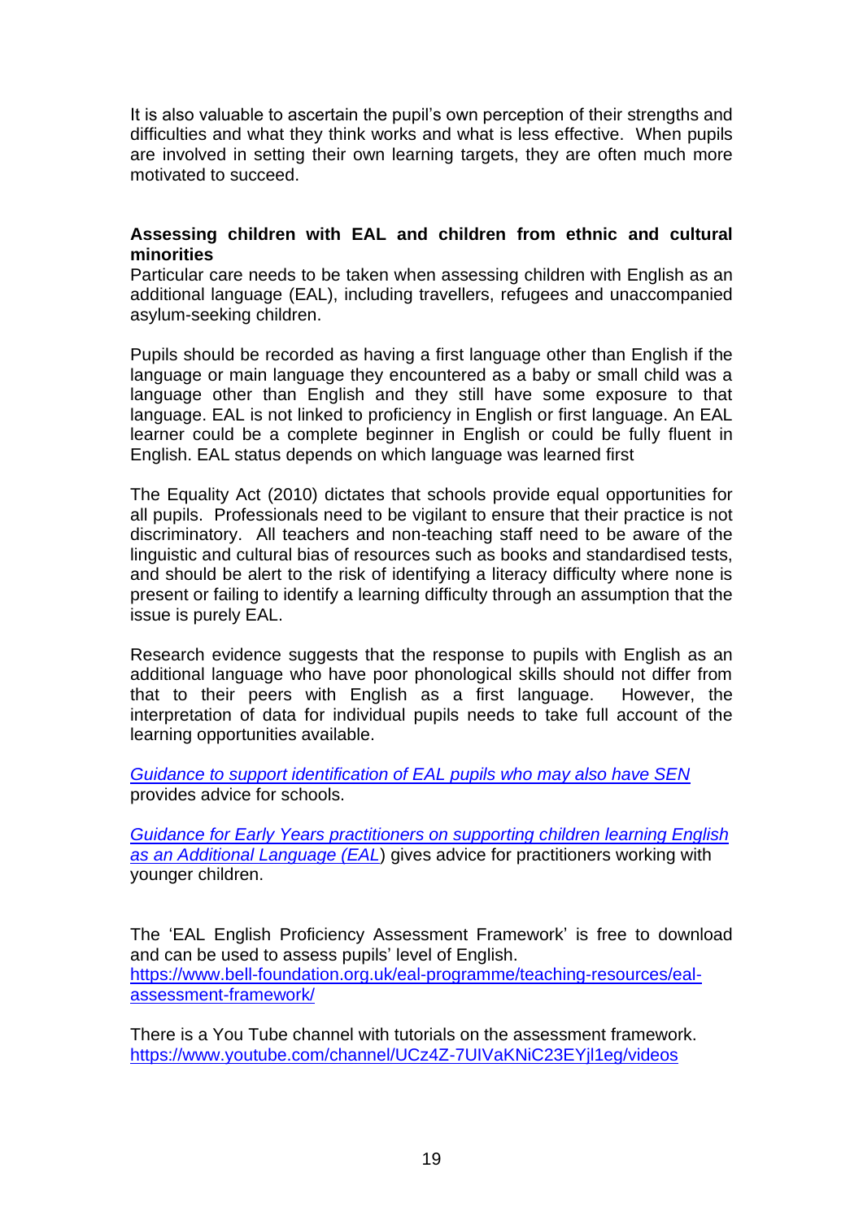It is also valuable to ascertain the pupil's own perception of their strengths and difficulties and what they think works and what is less effective. When pupils are involved in setting their own learning targets, they are often much more motivated to succeed.

**Assessing children with EAL and children from ethnic and cultural minorities**

Particular care needs to be taken when assessing children with English as an additional language (EAL), including travellers, refugees and unaccompanied asylum-seeking children.

Pupils should be recorded as having a first language other than English if the language or main language they encountered as a baby or small child was a language other than English and they still have some exposure to that language. EAL is not linked to proficiency in English or first language. An EAL learner could be a complete beginner in English or could be fully fluent in English. EAL status depends on which language was learned first

The Equality Act (2010) dictates that schools provide equal opportunities for all pupils. Professionals need to be vigilant to ensure that their practice is not discriminatory. All teachers and non-teaching staff need to be aware of the linguistic and cultural bias of resources such as books and standardised tests, and should be alert to the risk of identifying a literacy difficulty where none is present or failing to identify a learning difficulty through an assumption that the issue is purely EAL.

Research evidence suggests that the response to pupils with English as an additional language who have poor phonological skills should not differ from that to their peers with English as a first language. However, the interpretation of data for individual pupils needs to take full account of the learning opportunities available.

*Guidance to support identification of EAL pupils who may also have SEN* provides advice for schools.

*Guidance for Early Years practitioners on supporting children learning English as an Additional Language (EAL*) gives advice for practitioners working with younger children.

The 'EAL English Proficiency Assessment Framework' is free to download and can be used to assess pupils' level of English.
https://www.bell-foundation.org.uk/eal-programme/teaching-resources/eal-assessment-framework/

There is a You Tube channel with tutorials on the assessment framework.
https://www.youtube.com/channel/UCz4Z-7UIVaKNiC23EYjl1eg/videos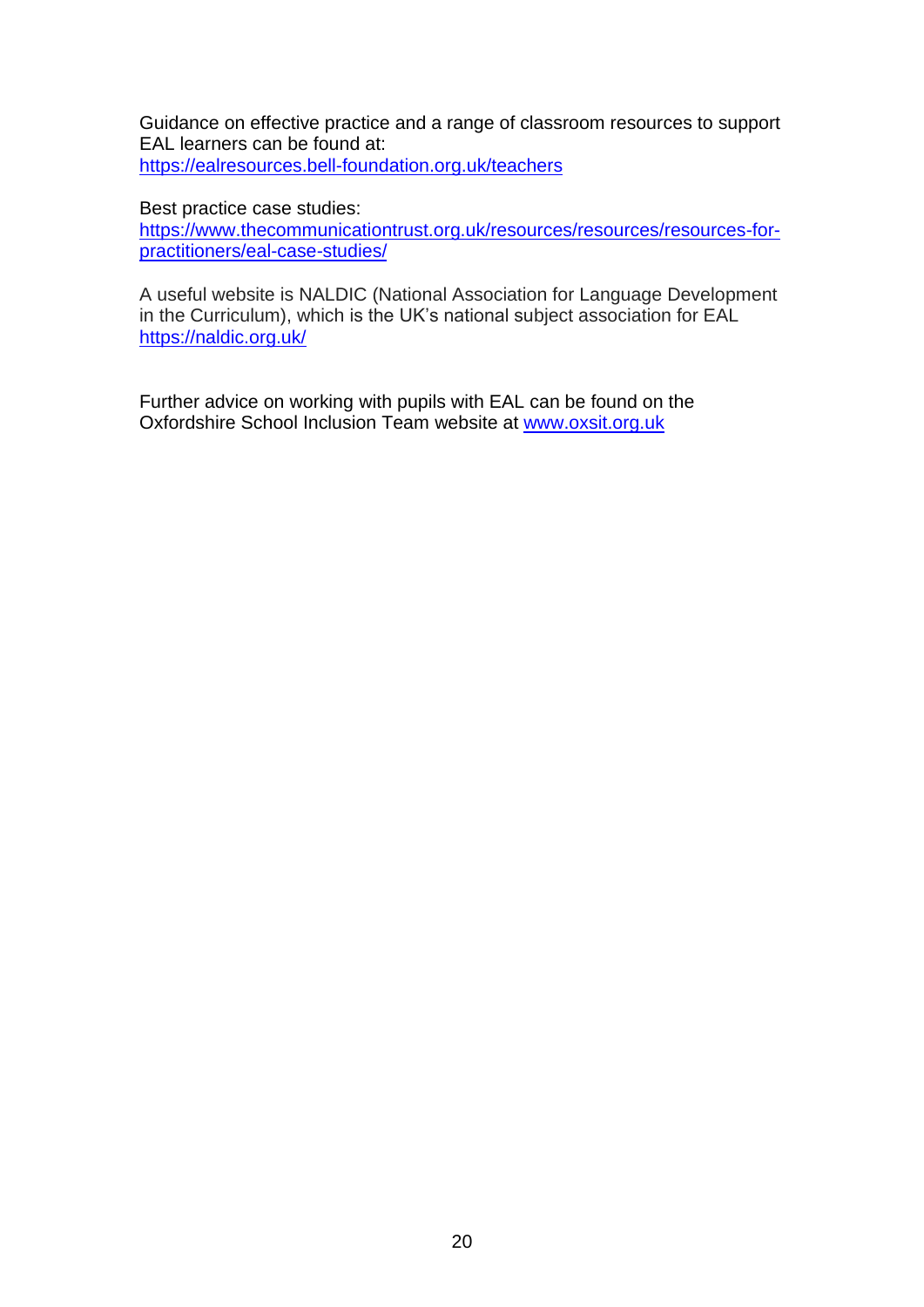Guidance on effective practice and a range of classroom resources to support EAL learners can be found at:
https://ealresources.bell-foundation.org.uk/teachers

Best practice case studies:
https://www.thecommunicationtrust.org.uk/resources/resources/resources-for-practitioners/eal-case-studies/

A useful website is NALDIC (National Association for Language Development in the Curriculum), which is the UK's national subject association for EAL
https://naldic.org.uk/

Further advice on working with pupils with EAL can be found on the Oxfordshire School Inclusion Team website at www.oxsit.org.uk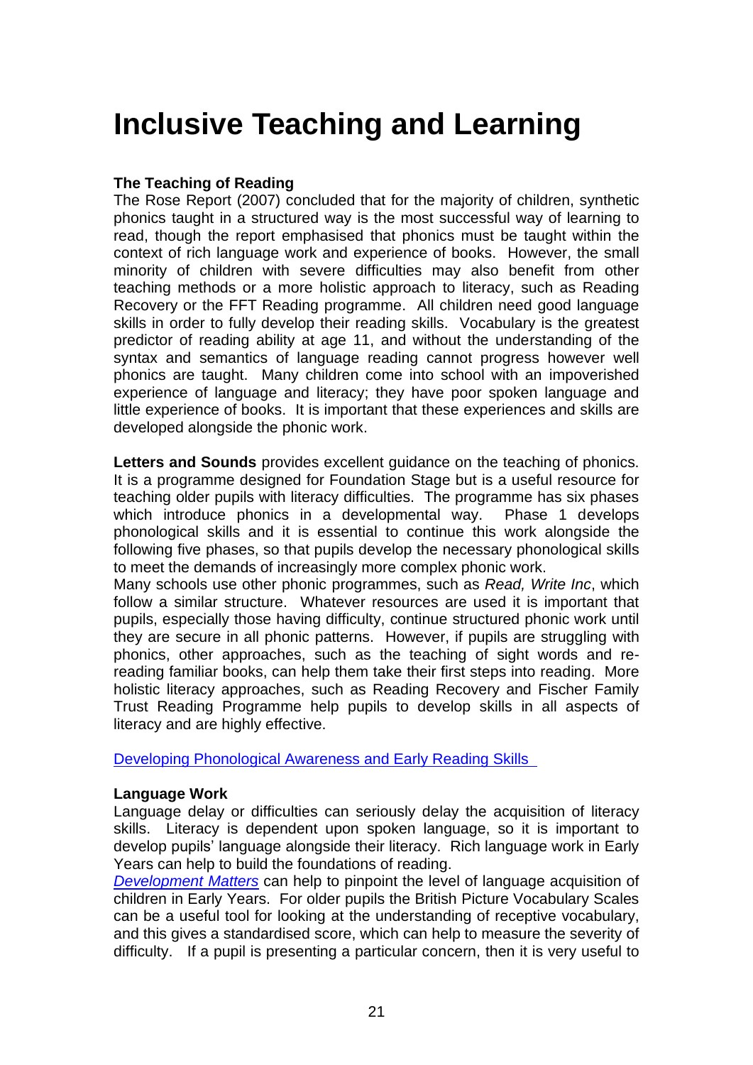# Inclusive Teaching and Learning

**The Teaching of Reading**

The Rose Report (2007) concluded that for the majority of children, synthetic phonics taught in a structured way is the most successful way of learning to read, though the report emphasised that phonics must be taught within the context of rich language work and experience of books. However, the small minority of children with severe difficulties may also benefit from other teaching methods or a more holistic approach to literacy, such as Reading Recovery or the FFT Reading programme. All children need good language skills in order to fully develop their reading skills. Vocabulary is the greatest predictor of reading ability at age 11, and without the understanding of the syntax and semantics of language reading cannot progress however well phonics are taught. Many children come into school with an impoverished experience of language and literacy; they have poor spoken language and little experience of books. It is important that these experiences and skills are developed alongside the phonic work.

**Letters and Sounds** provides excellent guidance on the teaching of phonics. It is a programme designed for Foundation Stage but is a useful resource for teaching older pupils with literacy difficulties. The programme has six phases which introduce phonics in a developmental way. Phase 1 develops phonological skills and it is essential to continue this work alongside the following five phases, so that pupils develop the necessary phonological skills to meet the demands of increasingly more complex phonic work.

Many schools use other phonic programmes, such as *Read, Write Inc*, which follow a similar structure. Whatever resources are used it is important that pupils, especially those having difficulty, continue structured phonic work until they are secure in all phonic patterns. However, if pupils are struggling with phonics, other approaches, such as the teaching of sight words and re-reading familiar books, can help them take their first steps into reading. More holistic literacy approaches, such as Reading Recovery and Fischer Family Trust Reading Programme help pupils to develop skills in all aspects of literacy and are highly effective.

Developing Phonological Awareness and Early Reading Skills

**Language Work**

Language delay or difficulties can seriously delay the acquisition of literacy skills. Literacy is dependent upon spoken language, so it is important to develop pupils' language alongside their literacy. Rich language work in Early Years can help to build the foundations of reading.

*Development Matters* can help to pinpoint the level of language acquisition of children in Early Years. For older pupils the British Picture Vocabulary Scales can be a useful tool for looking at the understanding of receptive vocabulary, and this gives a standardised score, which can help to measure the severity of difficulty. If a pupil is presenting a particular concern, then it is very useful to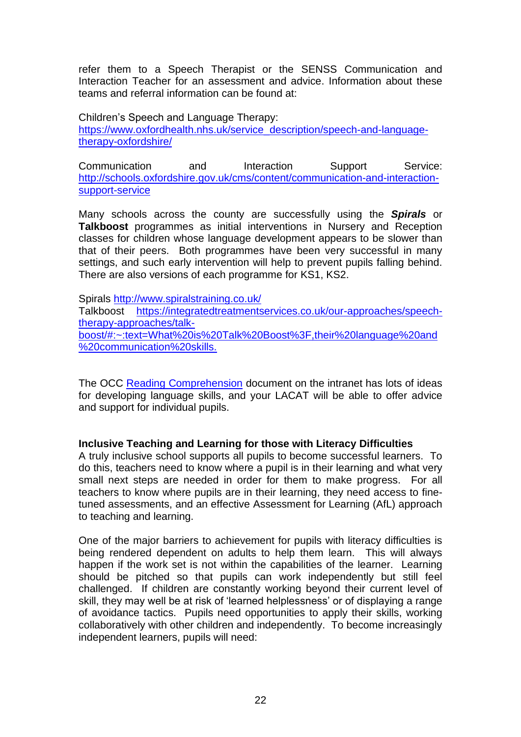refer them to a Speech Therapist or the SENSS Communication and Interaction Teacher for an assessment and advice. Information about these teams and referral information can be found at:

Children's Speech and Language Therapy:
https://www.oxfordhealth.nhs.uk/service_description/speech-and-language-therapy-oxfordshire/

Communication and Interaction Support Service:
http://schools.oxfordshire.gov.uk/cms/content/communication-and-interaction-support-service

Many schools across the county are successfully using the ***Spirals*** or **Talkboost** programmes as initial interventions in Nursery and Reception classes for children whose language development appears to be slower than that of their peers. Both programmes have been very successful in many settings, and such early intervention will help to prevent pupils falling behind. There are also versions of each programme for KS1, KS2.

Spirals http://www.spiralstraining.co.uk/
Talkboost https://integratedtreatmentservices.co.uk/our-approaches/speech-therapy-approaches/talk-boost/#:~:text=What%20is%20Talk%20Boost%3F,their%20language%20and%20communication%20skills.

The OCC Reading Comprehension document on the intranet has lots of ideas for developing language skills, and your LACAT will be able to offer advice and support for individual pupils.

**Inclusive Teaching and Learning for those with Literacy Difficulties**

A truly inclusive school supports all pupils to become successful learners. To do this, teachers need to know where a pupil is in their learning and what very small next steps are needed in order for them to make progress. For all teachers to know where pupils are in their learning, they need access to fine-tuned assessments, and an effective Assessment for Learning (AfL) approach to teaching and learning.

One of the major barriers to achievement for pupils with literacy difficulties is being rendered dependent on adults to help them learn. This will always happen if the work set is not within the capabilities of the learner. Learning should be pitched so that pupils can work independently but still feel challenged. If children are constantly working beyond their current level of skill, they may well be at risk of 'learned helplessness' or of displaying a range of avoidance tactics. Pupils need opportunities to apply their skills, working collaboratively with other children and independently. To become increasingly independent learners, pupils will need: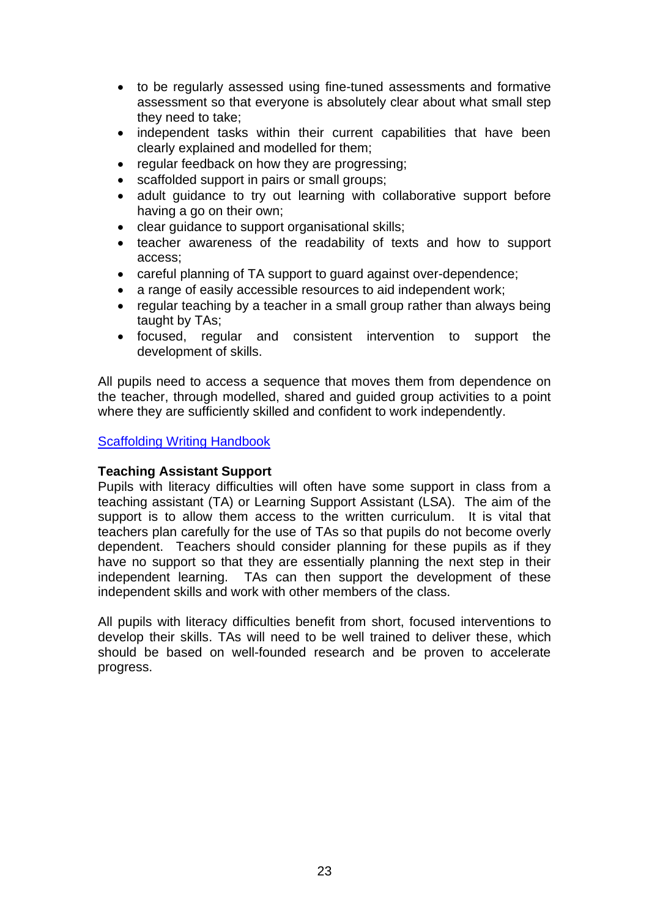- to be regularly assessed using fine-tuned assessments and formative assessment so that everyone is absolutely clear about what small step they need to take;
- independent tasks within their current capabilities that have been clearly explained and modelled for them;
- regular feedback on how they are progressing;
- scaffolded support in pairs or small groups;
- adult guidance to try out learning with collaborative support before having a go on their own;
- clear guidance to support organisational skills;
- teacher awareness of the readability of texts and how to support access;
- careful planning of TA support to guard against over-dependence;
- a range of easily accessible resources to aid independent work;
- regular teaching by a teacher in a small group rather than always being taught by TAs;
- focused, regular and consistent intervention to support the development of skills.

All pupils need to access a sequence that moves them from dependence on the teacher, through modelled, shared and guided group activities to a point where they are sufficiently skilled and confident to work independently.

Scaffolding Writing Handbook

**Teaching Assistant Support**

Pupils with literacy difficulties will often have some support in class from a teaching assistant (TA) or Learning Support Assistant (LSA). The aim of the support is to allow them access to the written curriculum. It is vital that teachers plan carefully for the use of TAs so that pupils do not become overly dependent. Teachers should consider planning for these pupils as if they have no support so that they are essentially planning the next step in their independent learning. TAs can then support the development of these independent skills and work with other members of the class.

All pupils with literacy difficulties benefit from short, focused interventions to develop their skills. TAs will need to be well trained to deliver these, which should be based on well-founded research and be proven to accelerate progress.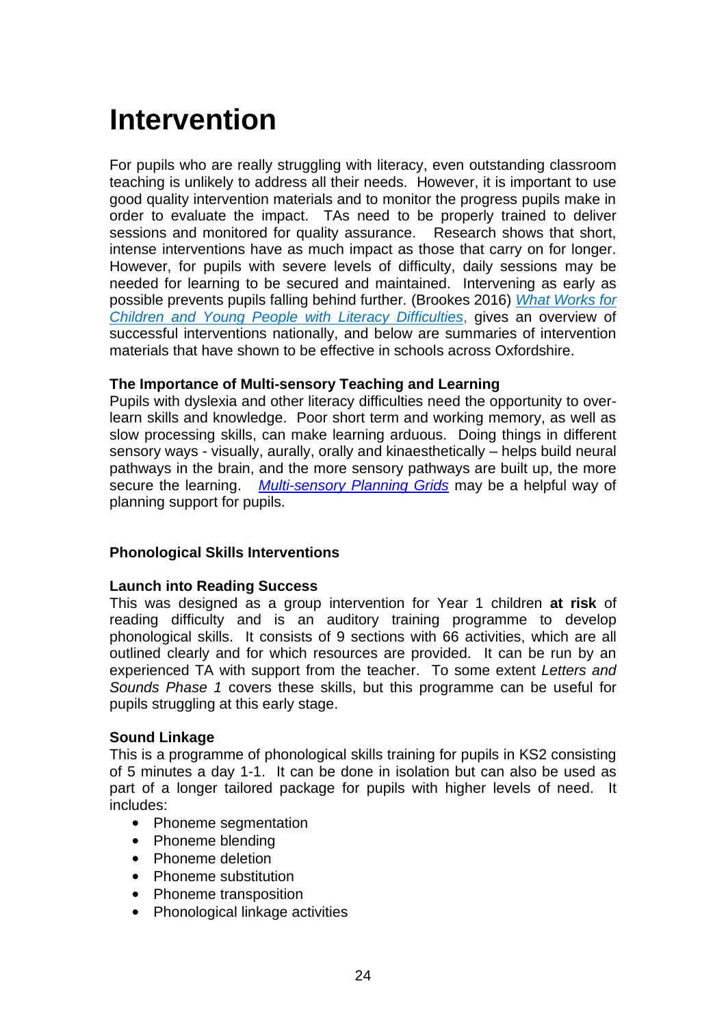# Intervention

For pupils who are really struggling with literacy, even outstanding classroom teaching is unlikely to address all their needs. However, it is important to use good quality intervention materials and to monitor the progress pupils make in order to evaluate the impact. TAs need to be properly trained to deliver sessions and monitored for quality assurance. Research shows that short, intense interventions have as much impact as those that carry on for longer. However, for pupils with severe levels of difficulty, daily sessions may be needed for learning to be secured and maintained. Intervening as early as possible prevents pupils falling behind further. (Brookes 2016) *What Works for Children and Young People with Literacy Difficulties*, gives an overview of successful interventions nationally, and below are summaries of intervention materials that have shown to be effective in schools across Oxfordshire.

**The Importance of Multi-sensory Teaching and Learning**

Pupils with dyslexia and other literacy difficulties need the opportunity to over-learn skills and knowledge. Poor short term and working memory, as well as slow processing skills, can make learning arduous. Doing things in different sensory ways - visually, aurally, orally and kinaesthetically – helps build neural pathways in the brain, and the more sensory pathways are built up, the more secure the learning. *Multi-sensory Planning Grids* may be a helpful way of planning support for pupils.

**Phonological Skills Interventions**

**Launch into Reading Success**

This was designed as a group intervention for Year 1 children **at risk** of reading difficulty and is an auditory training programme to develop phonological skills. It consists of 9 sections with 66 activities, which are all outlined clearly and for which resources are provided. It can be run by an experienced TA with support from the teacher. To some extent *Letters and Sounds Phase 1* covers these skills, but this programme can be useful for pupils struggling at this early stage.

**Sound Linkage**

This is a programme of phonological skills training for pupils in KS2 consisting of 5 minutes a day 1-1. It can be done in isolation but can also be used as part of a longer tailored package for pupils with higher levels of need. It includes:

- Phoneme segmentation
- Phoneme blending
- Phoneme deletion
- Phoneme substitution
- Phoneme transposition
- Phonological linkage activities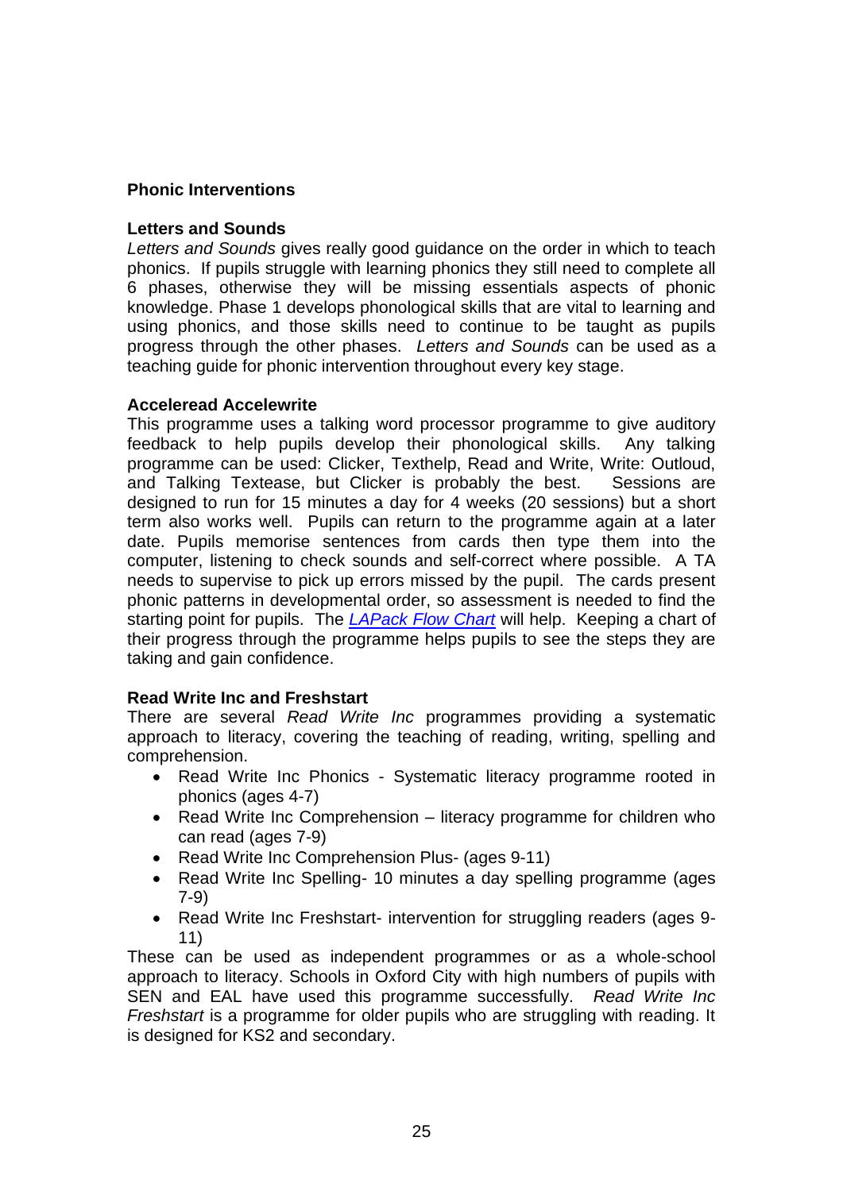**Phonic Interventions**

**Letters and Sounds**

*Letters and Sounds* gives really good guidance on the order in which to teach phonics. If pupils struggle with learning phonics they still need to complete all 6 phases, otherwise they will be missing essentials aspects of phonic knowledge. Phase 1 develops phonological skills that are vital to learning and using phonics, and those skills need to continue to be taught as pupils progress through the other phases. *Letters and Sounds* can be used as a teaching guide for phonic intervention throughout every key stage.

**Acceleread Accelewrite**

This programme uses a talking word processor programme to give auditory feedback to help pupils develop their phonological skills. Any talking programme can be used: Clicker, Texthelp, Read and Write, Write: Outloud, and Talking Textease, but Clicker is probably the best. Sessions are designed to run for 15 minutes a day for 4 weeks (20 sessions) but a short term also works well. Pupils can return to the programme again at a later date. Pupils memorise sentences from cards then type them into the computer, listening to check sounds and self-correct where possible. A TA needs to supervise to pick up errors missed by the pupil. The cards present phonic patterns in developmental order, so assessment is needed to find the starting point for pupils. The *LAPack Flow Chart* will help. Keeping a chart of their progress through the programme helps pupils to see the steps they are taking and gain confidence.

**Read Write Inc and Freshstart**

There are several *Read Write Inc* programmes providing a systematic approach to literacy, covering the teaching of reading, writing, spelling and comprehension.

- Read Write Inc Phonics - Systematic literacy programme rooted in phonics (ages 4-7)
- Read Write Inc Comprehension – literacy programme for children who can read (ages 7-9)
- Read Write Inc Comprehension Plus- (ages 9-11)
- Read Write Inc Spelling- 10 minutes a day spelling programme (ages 7-9)
- Read Write Inc Freshstart- intervention for struggling readers (ages 9-11)

These can be used as independent programmes or as a whole-school approach to literacy. Schools in Oxford City with high numbers of pupils with SEN and EAL have used this programme successfully. *Read Write Inc Freshstart* is a programme for older pupils who are struggling with reading. It is designed for KS2 and secondary.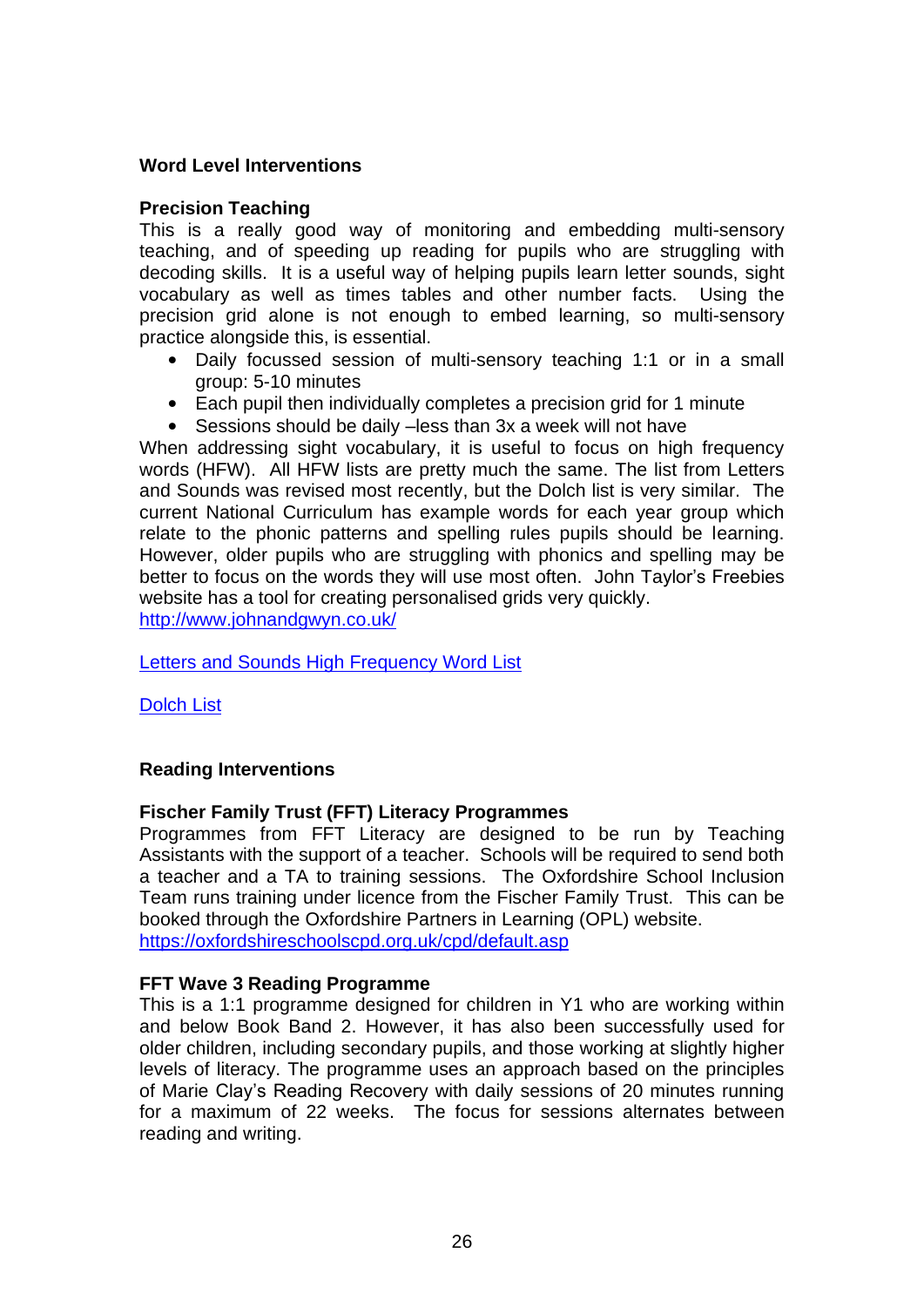## Word Level Interventions

### Precision Teaching

This is a really good way of monitoring and embedding multi-sensory teaching, and of speeding up reading for pupils who are struggling with decoding skills. It is a useful way of helping pupils learn letter sounds, sight vocabulary as well as times tables and other number facts. Using the precision grid alone is not enough to embed learning, so multi-sensory practice alongside this, is essential.

- Daily focussed session of multi-sensory teaching 1:1 or in a small group: 5-10 minutes
- Each pupil then individually completes a precision grid for 1 minute
- Sessions should be daily –less than 3x a week will not have

When addressing sight vocabulary, it is useful to focus on high frequency words (HFW). All HFW lists are pretty much the same. The list from Letters and Sounds was revised most recently, but the Dolch list is very similar. The current National Curriculum has example words for each year group which relate to the phonic patterns and spelling rules pupils should be learning. However, older pupils who are struggling with phonics and spelling may be better to focus on the words they will use most often. John Taylor's Freebies website has a tool for creating personalised grids very quickly.
http://www.johnandgwyn.co.uk/

Letters and Sounds High Frequency Word List

Dolch List

## Reading Interventions

### Fischer Family Trust (FFT) Literacy Programmes

Programmes from FFT Literacy are designed to be run by Teaching Assistants with the support of a teacher. Schools will be required to send both a teacher and a TA to training sessions. The Oxfordshire School Inclusion Team runs training under licence from the Fischer Family Trust. This can be booked through the Oxfordshire Partners in Learning (OPL) website.
https://oxfordshireschoolscpd.org.uk/cpd/default.asp

### FFT Wave 3 Reading Programme

This is a 1:1 programme designed for children in Y1 who are working within and below Book Band 2. However, it has also been successfully used for older children, including secondary pupils, and those working at slightly higher levels of literacy. The programme uses an approach based on the principles of Marie Clay's Reading Recovery with daily sessions of 20 minutes running for a maximum of 22 weeks. The focus for sessions alternates between reading and writing.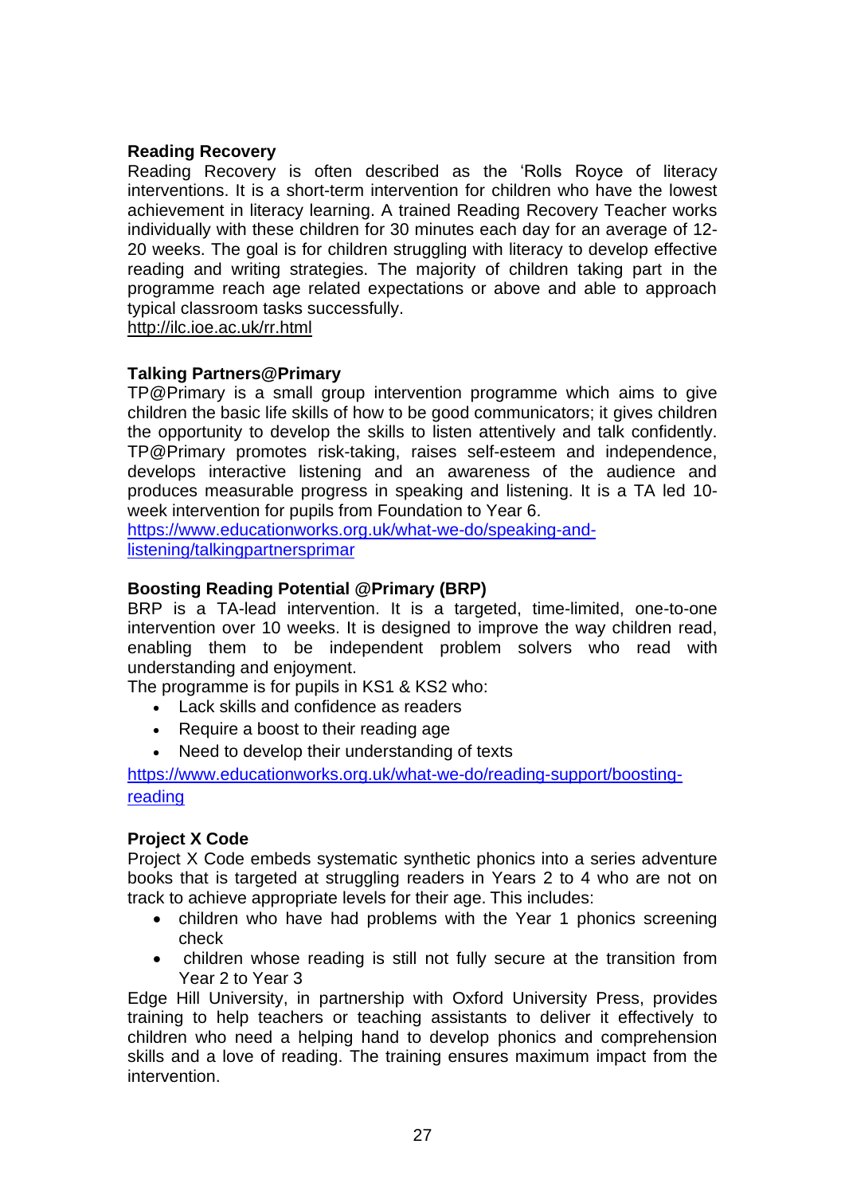**Reading Recovery**

Reading Recovery is often described as the 'Rolls Royce of literacy interventions. It is a short-term intervention for children who have the lowest achievement in literacy learning. A trained Reading Recovery Teacher works individually with these children for 30 minutes each day for an average of 12-20 weeks. The goal is for children struggling with literacy to develop effective reading and writing strategies. The majority of children taking part in the programme reach age related expectations or above and able to approach typical classroom tasks successfully.

http://ilc.ioe.ac.uk/rr.html

**Talking Partners@Primary**

TP@Primary is a small group intervention programme which aims to give children the basic life skills of how to be good communicators; it gives children the opportunity to develop the skills to listen attentively and talk confidently. TP@Primary promotes risk-taking, raises self-esteem and independence, develops interactive listening and an awareness of the audience and produces measurable progress in speaking and listening. It is a TA led 10-week intervention for pupils from Foundation to Year 6.

https://www.educationworks.org.uk/what-we-do/speaking-and-listening/talkingpartnersprimar

**Boosting Reading Potential @Primary (BRP)**

BRP is a TA-lead intervention. It is a targeted, time-limited, one-to-one intervention over 10 weeks. It is designed to improve the way children read, enabling them to be independent problem solvers who read with understanding and enjoyment.

The programme is for pupils in KS1 & KS2 who:

- Lack skills and confidence as readers
- Require a boost to their reading age
- Need to develop their understanding of texts

https://www.educationworks.org.uk/what-we-do/reading-support/boosting-reading

**Project X Code**

Project X Code embeds systematic synthetic phonics into a series adventure books that is targeted at struggling readers in Years 2 to 4 who are not on track to achieve appropriate levels for their age. This includes:

- children who have had problems with the Year 1 phonics screening check
- children whose reading is still not fully secure at the transition from Year 2 to Year 3

Edge Hill University, in partnership with Oxford University Press, provides training to help teachers or teaching assistants to deliver it effectively to children who need a helping hand to develop phonics and comprehension skills and a love of reading. The training ensures maximum impact from the intervention.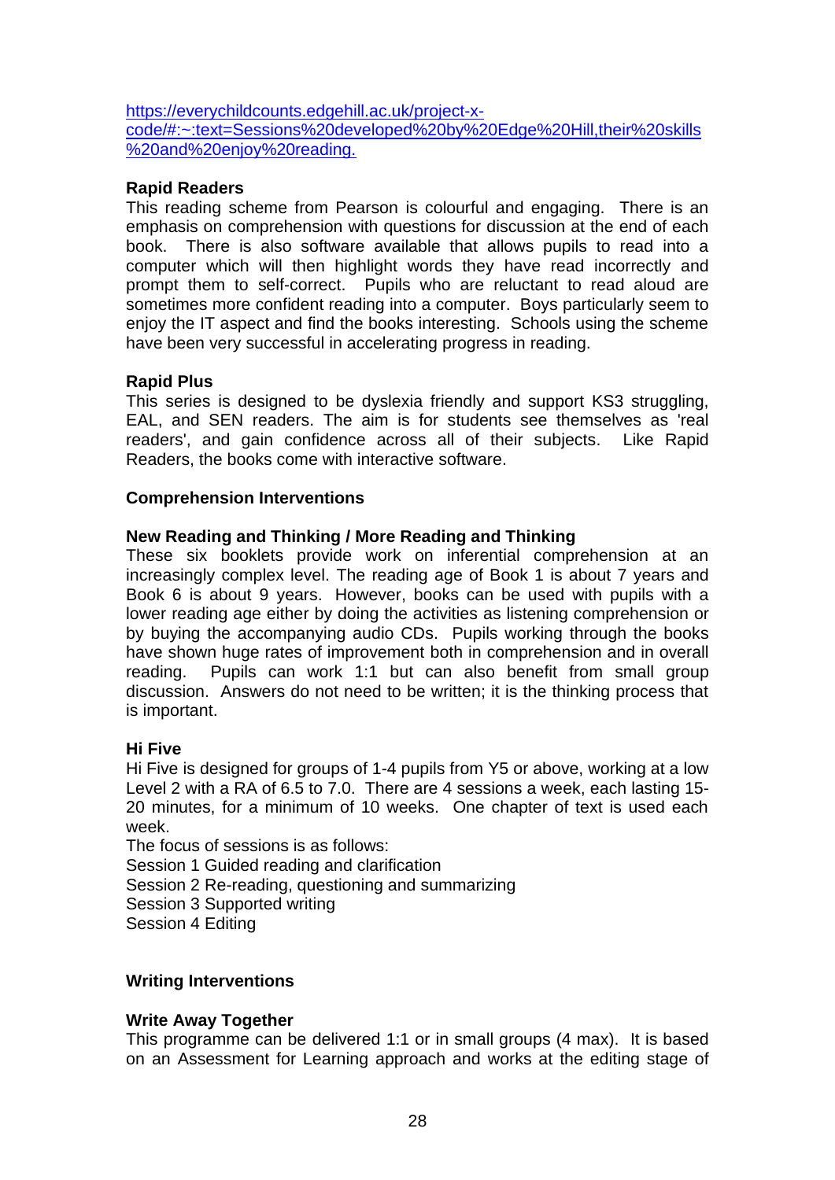https://everychildcounts.edgehill.ac.uk/project-x-code/#:~:text=Sessions%20developed%20by%20Edge%20Hill,their%20skills%20and%20enjoy%20reading.

**Rapid Readers**
This reading scheme from Pearson is colourful and engaging. There is an emphasis on comprehension with questions for discussion at the end of each book. There is also software available that allows pupils to read into a computer which will then highlight words they have read incorrectly and prompt them to self-correct. Pupils who are reluctant to read aloud are sometimes more confident reading into a computer. Boys particularly seem to enjoy the IT aspect and find the books interesting. Schools using the scheme have been very successful in accelerating progress in reading.

**Rapid Plus**
This series is designed to be dyslexia friendly and support KS3 struggling, EAL, and SEN readers. The aim is for students see themselves as 'real readers', and gain confidence across all of their subjects. Like Rapid Readers, the books come with interactive software.

**Comprehension Interventions**

**New Reading and Thinking / More Reading and Thinking**
These six booklets provide work on inferential comprehension at an increasingly complex level. The reading age of Book 1 is about 7 years and Book 6 is about 9 years. However, books can be used with pupils with a lower reading age either by doing the activities as listening comprehension or by buying the accompanying audio CDs. Pupils working through the books have shown huge rates of improvement both in comprehension and in overall reading. Pupils can work 1:1 but can also benefit from small group discussion. Answers do not need to be written; it is the thinking process that is important.

**Hi Five**
Hi Five is designed for groups of 1-4 pupils from Y5 or above, working at a low Level 2 with a RA of 6.5 to 7.0. There are 4 sessions a week, each lasting 15-20 minutes, for a minimum of 10 weeks. One chapter of text is used each week.
The focus of sessions is as follows:
Session 1 Guided reading and clarification
Session 2 Re-reading, questioning and summarizing
Session 3 Supported writing
Session 4 Editing

**Writing Interventions**

**Write Away Together**
This programme can be delivered 1:1 or in small groups (4 max). It is based on an Assessment for Learning approach and works at the editing stage of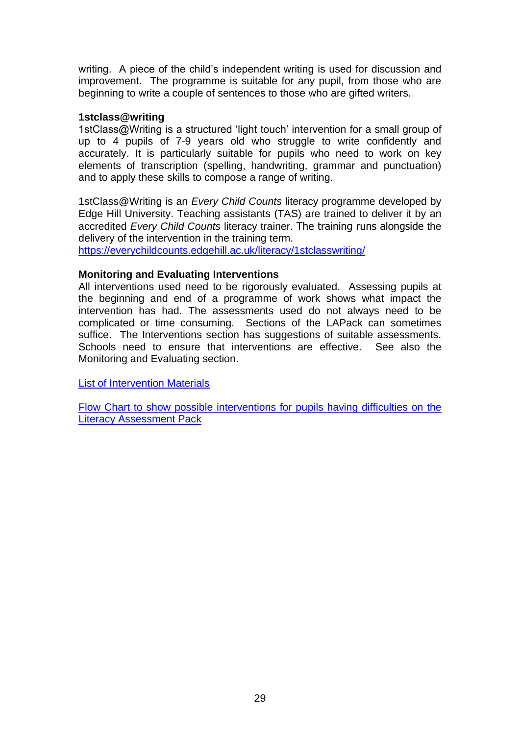writing.  A piece of the child's independent writing is used for discussion and improvement.  The programme is suitable for any pupil, from those who are beginning to write a couple of sentences to those who are gifted writers.

**1stclass@writing**

1stClass@Writing is a structured 'light touch' intervention for a small group of up to 4 pupils of 7-9 years old who struggle to write confidently and accurately. It is particularly suitable for pupils who need to work on key elements of transcription (spelling, handwriting, grammar and punctuation) and to apply these skills to compose a range of writing.

1stClass@Writing is an *Every Child Counts* literacy programme developed by Edge Hill University. Teaching assistants (TAS) are trained to deliver it by an accredited *Every Child Counts* literacy trainer. The training runs alongside the delivery of the intervention in the training term.
[https://everychildcounts.edgehill.ac.uk/literacy/1stclasswriting/](https://everychildcounts.edgehill.ac.uk/literacy/1stclasswriting/)

**Monitoring and Evaluating Interventions**

All interventions used need to be rigorously evaluated.  Assessing pupils at the beginning and end of a programme of work shows what impact the intervention has had. The assessments used do not always need to be complicated or time consuming.  Sections of the LAPack can sometimes suffice.  The Interventions section has suggestions of suitable assessments. Schools need to ensure that interventions are effective.  See also the Monitoring and Evaluating section.

List of Intervention Materials

Flow Chart to show possible interventions for pupils having difficulties on the Literacy Assessment Pack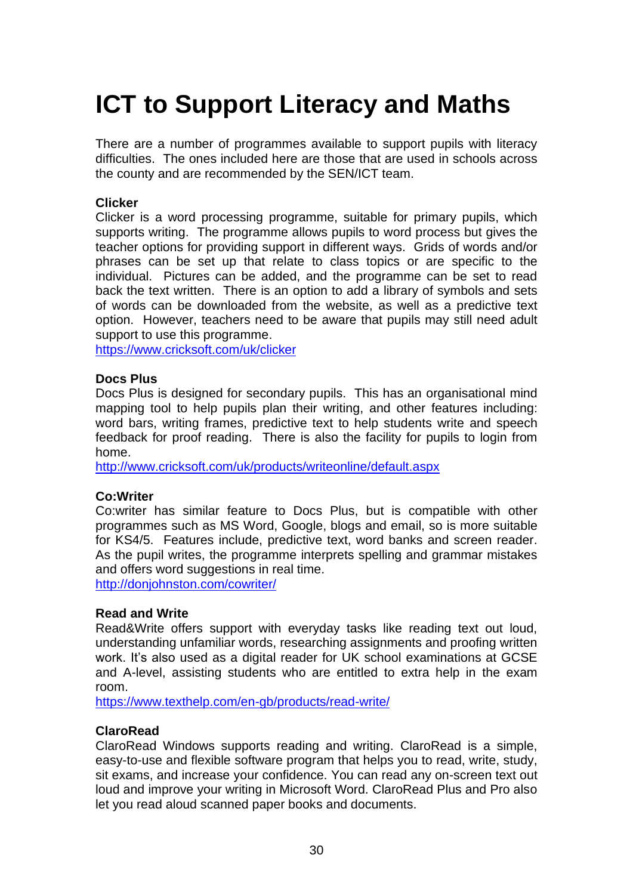# ICT to Support Literacy and Maths

There are a number of programmes available to support pupils with literacy difficulties. The ones included here are those that are used in schools across the county and are recommended by the SEN/ICT team.

**Clicker**

Clicker is a word processing programme, suitable for primary pupils, which supports writing. The programme allows pupils to word process but gives the teacher options for providing support in different ways. Grids of words and/or phrases can be set up that relate to class topics or are specific to the individual. Pictures can be added, and the programme can be set to read back the text written. There is an option to add a library of symbols and sets of words can be downloaded from the website, as well as a predictive text option. However, teachers need to be aware that pupils may still need adult support to use this programme.

https://www.cricksoft.com/uk/clicker

**Docs Plus**

Docs Plus is designed for secondary pupils. This has an organisational mind mapping tool to help pupils plan their writing, and other features including: word bars, writing frames, predictive text to help students write and speech feedback for proof reading. There is also the facility for pupils to login from home.

http://www.cricksoft.com/uk/products/writeonline/default.aspx

**Co:Writer**

Co:writer has similar feature to Docs Plus, but is compatible with other programmes such as MS Word, Google, blogs and email, so is more suitable for KS4/5. Features include, predictive text, word banks and screen reader. As the pupil writes, the programme interprets spelling and grammar mistakes and offers word suggestions in real time.

http://donjohnston.com/cowriter/

**Read and Write**

Read&Write offers support with everyday tasks like reading text out loud, understanding unfamiliar words, researching assignments and proofing written work. It's also used as a digital reader for UK school examinations at GCSE and A-level, assisting students who are entitled to extra help in the exam room.

https://www.texthelp.com/en-gb/products/read-write/

**ClaroRead**

ClaroRead Windows supports reading and writing. ClaroRead is a simple, easy-to-use and flexible software program that helps you to read, write, study, sit exams, and increase your confidence. You can read any on-screen text out loud and improve your writing in Microsoft Word. ClaroRead Plus and Pro also let you read aloud scanned paper books and documents.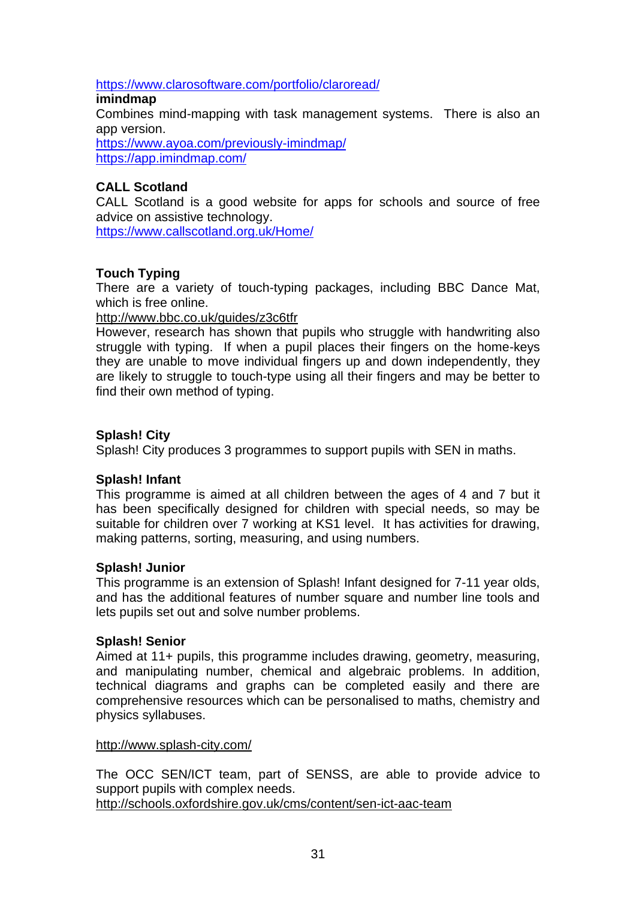https://www.clarosoftware.com/portfolio/claroread/

**imindmap**

Combines mind-mapping with task management systems. There is also an app version.

https://www.ayoa.com/previously-imindmap/

https://app.imindmap.com/

**CALL Scotland**

CALL Scotland is a good website for apps for schools and source of free advice on assistive technology.

https://www.callscotland.org.uk/Home/

**Touch Typing**

There are a variety of touch-typing packages, including BBC Dance Mat, which is free online.

http://www.bbc.co.uk/guides/z3c6tfr

However, research has shown that pupils who struggle with handwriting also struggle with typing. If when a pupil places their fingers on the home-keys they are unable to move individual fingers up and down independently, they are likely to struggle to touch-type using all their fingers and may be better to find their own method of typing.

**Splash! City**

Splash! City produces 3 programmes to support pupils with SEN in maths.

**Splash! Infant**

This programme is aimed at all children between the ages of 4 and 7 but it has been specifically designed for children with special needs, so may be suitable for children over 7 working at KS1 level. It has activities for drawing, making patterns, sorting, measuring, and using numbers.

**Splash! Junior**

This programme is an extension of Splash! Infant designed for 7-11 year olds, and has the additional features of number square and number line tools and lets pupils set out and solve number problems.

**Splash! Senior**

Aimed at 11+ pupils, this programme includes drawing, geometry, measuring, and manipulating number, chemical and algebraic problems. In addition, technical diagrams and graphs can be completed easily and there are comprehensive resources which can be personalised to maths, chemistry and physics syllabuses.

http://www.splash-city.com/

The OCC SEN/ICT team, part of SENSS, are able to provide advice to support pupils with complex needs.

http://schools.oxfordshire.gov.uk/cms/content/sen-ict-aac-team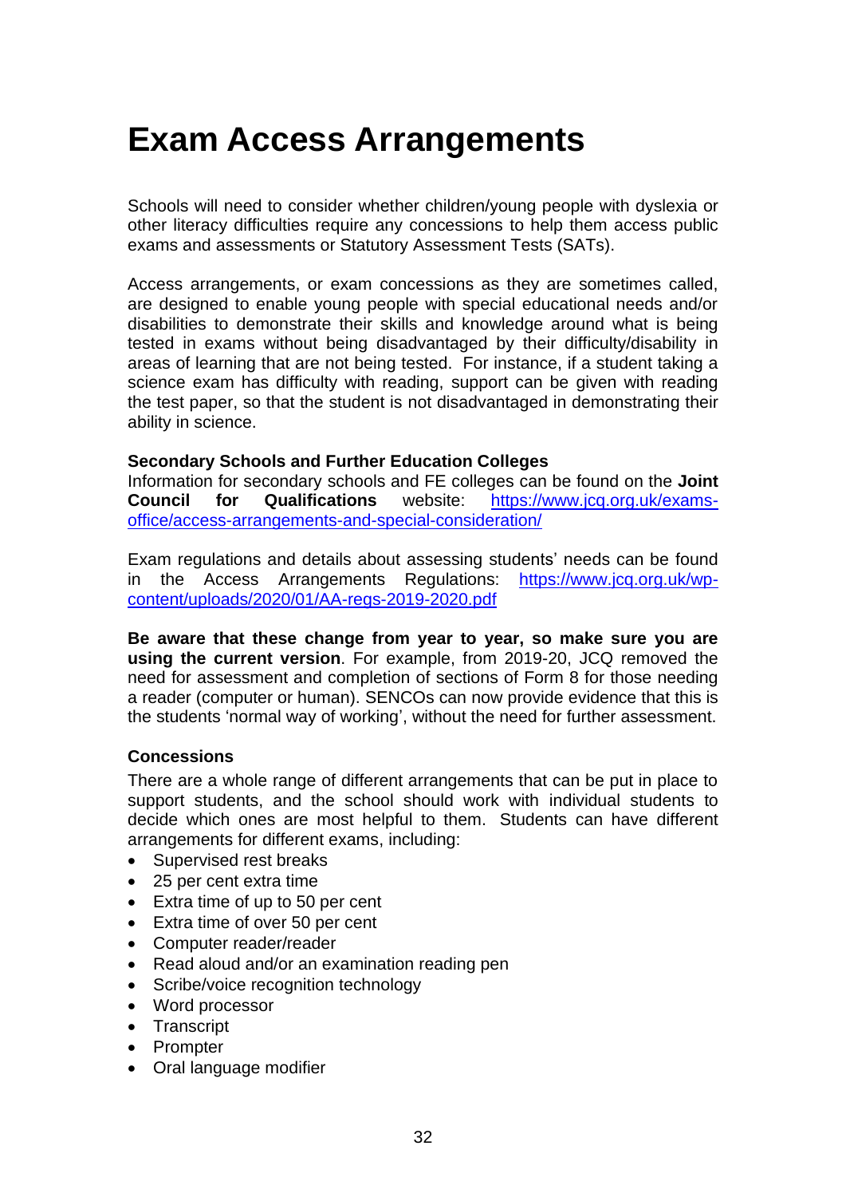# Exam Access Arrangements

Schools will need to consider whether children/young people with dyslexia or other literacy difficulties require any concessions to help them access public exams and assessments or Statutory Assessment Tests (SATs).

Access arrangements, or exam concessions as they are sometimes called, are designed to enable young people with special educational needs and/or disabilities to demonstrate their skills and knowledge around what is being tested in exams without being disadvantaged by their difficulty/disability in areas of learning that are not being tested. For instance, if a student taking a science exam has difficulty with reading, support can be given with reading the test paper, so that the student is not disadvantaged in demonstrating their ability in science.

**Secondary Schools and Further Education Colleges**

Information for secondary schools and FE colleges can be found on the **Joint Council for Qualifications** website: [https://www.jcq.org.uk/exams-office/access-arrangements-and-special-consideration/](https://www.jcq.org.uk/exams-office/access-arrangements-and-special-consideration/)

Exam regulations and details about assessing students' needs can be found in the Access Arrangements Regulations: [https://www.jcq.org.uk/wp-content/uploads/2020/01/AA-regs-2019-2020.pdf](https://www.jcq.org.uk/wp-content/uploads/2020/01/AA-regs-2019-2020.pdf)

**Be aware that these change from year to year, so make sure you are using the current version**. For example, from 2019-20, JCQ removed the need for assessment and completion of sections of Form 8 for those needing a reader (computer or human). SENCOs can now provide evidence that this is the students 'normal way of working', without the need for further assessment.

**Concessions**

There are a whole range of different arrangements that can be put in place to support students, and the school should work with individual students to decide which ones are most helpful to them. Students can have different arrangements for different exams, including:

- Supervised rest breaks
- 25 per cent extra time
- Extra time of up to 50 per cent
- Extra time of over 50 per cent
- Computer reader/reader
- Read aloud and/or an examination reading pen
- Scribe/voice recognition technology
- Word processor
- Transcript
- Prompter
- Oral language modifier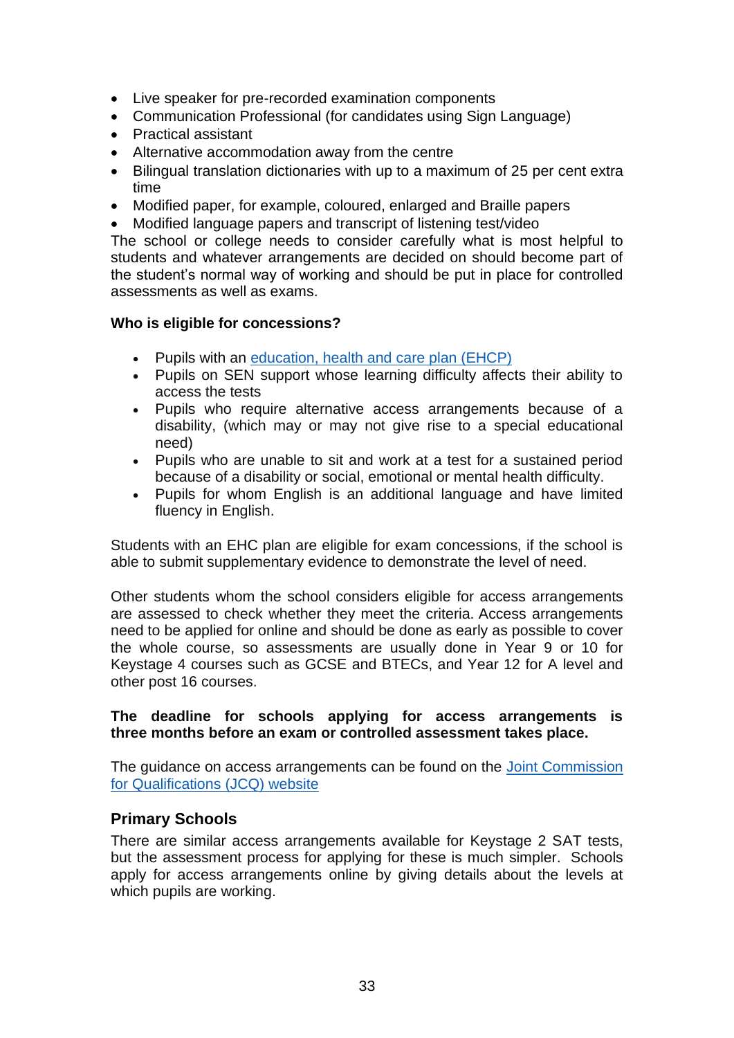- Live speaker for pre-recorded examination components
- Communication Professional (for candidates using Sign Language)
- Practical assistant
- Alternative accommodation away from the centre
- Bilingual translation dictionaries with up to a maximum of 25 per cent extra time
- Modified paper, for example, coloured, enlarged and Braille papers
- Modified language papers and transcript of listening test/video

The school or college needs to consider carefully what is most helpful to students and whatever arrangements are decided on should become part of the student's normal way of working and should be put in place for controlled assessments as well as exams.

**Who is eligible for concessions?**

- Pupils with an [education, health and care plan (EHCP)]
- Pupils on SEN support whose learning difficulty affects their ability to access the tests
- Pupils who require alternative access arrangements because of a disability, (which may or may not give rise to a special educational need)
- Pupils who are unable to sit and work at a test for a sustained period because of a disability or social, emotional or mental health difficulty.
- Pupils for whom English is an additional language and have limited fluency in English.

Students with an EHC plan are eligible for exam concessions, if the school is able to submit supplementary evidence to demonstrate the level of need.

Other students whom the school considers eligible for access arrangements are assessed to check whether they meet the criteria. Access arrangements need to be applied for online and should be done as early as possible to cover the whole course, so assessments are usually done in Year 9 or 10 for Keystage 4 courses such as GCSE and BTECs, and Year 12 for A level and other post 16 courses.

**The deadline for schools applying for access arrangements is three months before an exam or controlled assessment takes place.**

The guidance on access arrangements can be found on the [Joint Commission for Qualifications (JCQ) website]

### Primary Schools

There are similar access arrangements available for Keystage 2 SAT tests, but the assessment process for applying for these is much simpler. Schools apply for access arrangements online by giving details about the levels at which pupils are working.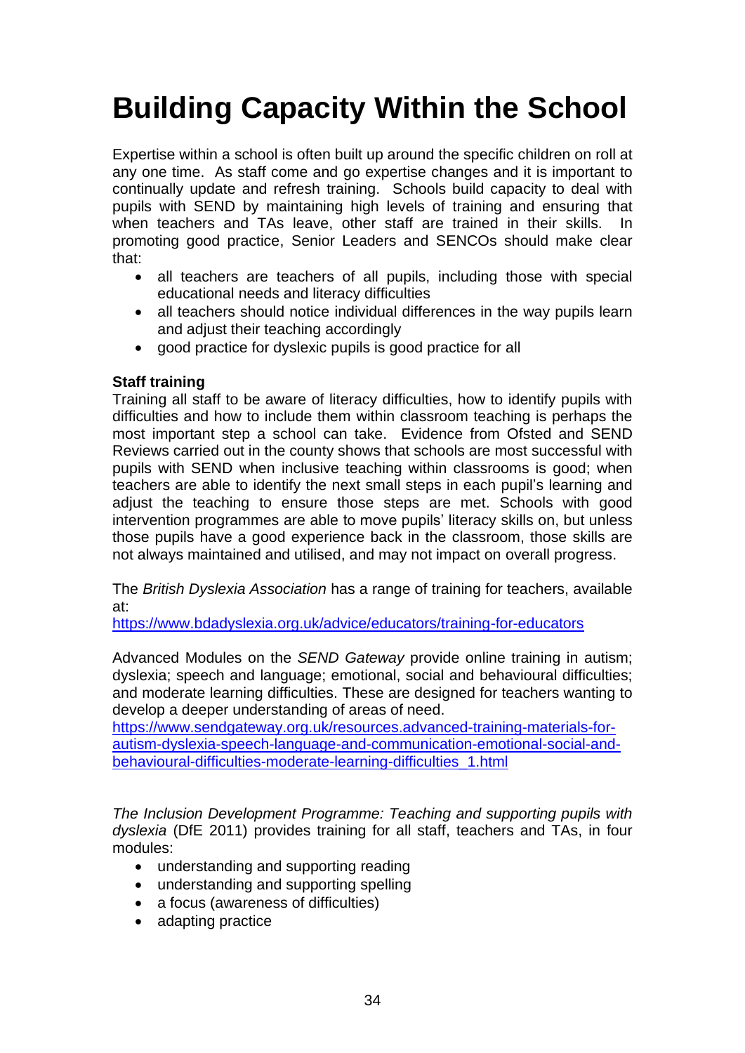# Building Capacity Within the School

Expertise within a school is often built up around the specific children on roll at any one time. As staff come and go expertise changes and it is important to continually update and refresh training. Schools build capacity to deal with pupils with SEND by maintaining high levels of training and ensuring that when teachers and TAs leave, other staff are trained in their skills. In promoting good practice, Senior Leaders and SENCOs should make clear that:

- all teachers are teachers of all pupils, including those with special educational needs and literacy difficulties
- all teachers should notice individual differences in the way pupils learn and adjust their teaching accordingly
- good practice for dyslexic pupils is good practice for all

**Staff training**

Training all staff to be aware of literacy difficulties, how to identify pupils with difficulties and how to include them within classroom teaching is perhaps the most important step a school can take. Evidence from Ofsted and SEND Reviews carried out in the county shows that schools are most successful with pupils with SEND when inclusive teaching within classrooms is good; when teachers are able to identify the next small steps in each pupil's learning and adjust the teaching to ensure those steps are met. Schools with good intervention programmes are able to move pupils' literacy skills on, but unless those pupils have a good experience back in the classroom, those skills are not always maintained and utilised, and may not impact on overall progress.

The *British Dyslexia Association* has a range of training for teachers, available at:
https://www.bdadyslexia.org.uk/advice/educators/training-for-educators

Advanced Modules on the *SEND Gateway* provide online training in autism; dyslexia; speech and language; emotional, social and behavioural difficulties; and moderate learning difficulties. These are designed for teachers wanting to develop a deeper understanding of areas of need.
https://www.sendgateway.org.uk/resources.advanced-training-materials-for-autism-dyslexia-speech-language-and-communication-emotional-social-and-behavioural-difficulties-moderate-learning-difficulties_1.html

*The Inclusion Development Programme: Teaching and supporting pupils with dyslexia* (DfE 2011) provides training for all staff, teachers and TAs, in four modules:

- understanding and supporting reading
- understanding and supporting spelling
- a focus (awareness of difficulties)
- adapting practice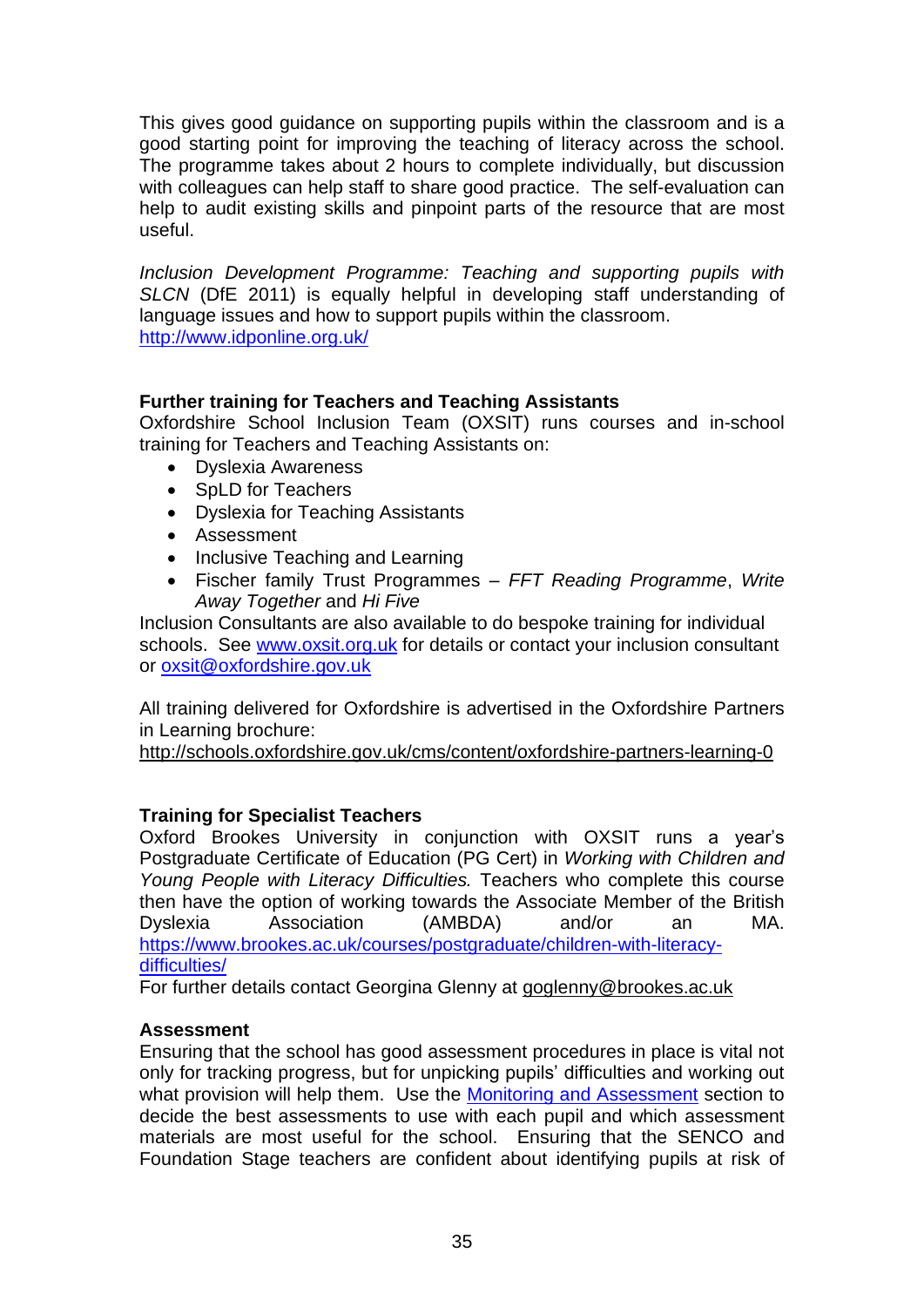This gives good guidance on supporting pupils within the classroom and is a good starting point for improving the teaching of literacy across the school. The programme takes about 2 hours to complete individually, but discussion with colleagues can help staff to share good practice. The self-evaluation can help to audit existing skills and pinpoint parts of the resource that are most useful.

*Inclusion Development Programme: Teaching and supporting pupils with SLCN* (DfE 2011) is equally helpful in developing staff understanding of language issues and how to support pupils within the classroom.
[http://www.idponline.org.uk/](http://www.idponline.org.uk/)

**Further training for Teachers and Teaching Assistants**

Oxfordshire School Inclusion Team (OXSIT) runs courses and in-school training for Teachers and Teaching Assistants on:

- Dyslexia Awareness
- SpLD for Teachers
- Dyslexia for Teaching Assistants
- Assessment
- Inclusive Teaching and Learning
- Fischer family Trust Programmes – *FFT Reading Programme*, *Write Away Together* and *Hi Five*

Inclusion Consultants are also available to do bespoke training for individual schools. See [www.oxsit.org.uk](http://www.oxsit.org.uk) for details or contact your inclusion consultant or [oxsit@oxfordshire.gov.uk](mailto:oxsit@oxfordshire.gov.uk)

All training delivered for Oxfordshire is advertised in the Oxfordshire Partners in Learning brochure:
http://schools.oxfordshire.gov.uk/cms/content/oxfordshire-partners-learning-0

**Training for Specialist Teachers**

Oxford Brookes University in conjunction with OXSIT runs a year's Postgraduate Certificate of Education (PG Cert) in *Working with Children and Young People with Literacy Difficulties.* Teachers who complete this course then have the option of working towards the Associate Member of the British Dyslexia Association (AMBDA) and/or an MA.
[https://www.brookes.ac.uk/courses/postgraduate/children-with-literacy-difficulties/](https://www.brookes.ac.uk/courses/postgraduate/children-with-literacy-difficulties/)
For further details contact Georgina Glenny at goglenny@brookes.ac.uk

**Assessment**

Ensuring that the school has good assessment procedures in place is vital not only for tracking progress, but for unpicking pupils' difficulties and working out what provision will help them. Use the Monitoring and Assessment section to decide the best assessments to use with each pupil and which assessment materials are most useful for the school. Ensuring that the SENCO and Foundation Stage teachers are confident about identifying pupils at risk of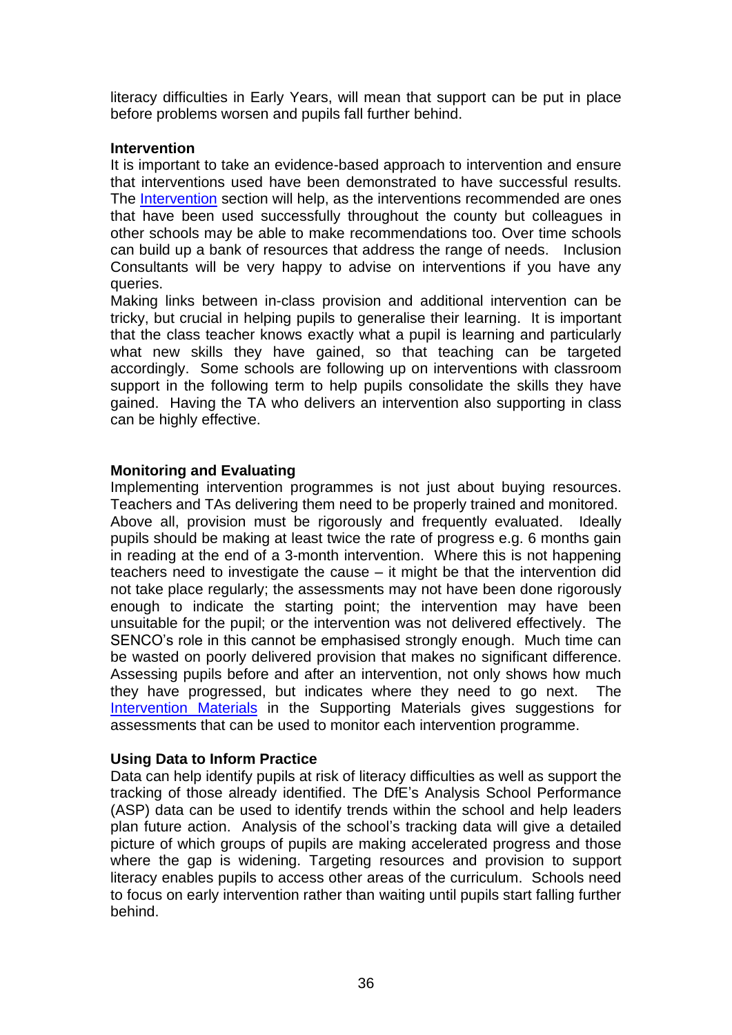literacy difficulties in Early Years, will mean that support can be put in place before problems worsen and pupils fall further behind.

**Intervention**

It is important to take an evidence-based approach to intervention and ensure that interventions used have been demonstrated to have successful results. The Intervention section will help, as the interventions recommended are ones that have been used successfully throughout the county but colleagues in other schools may be able to make recommendations too. Over time schools can build up a bank of resources that address the range of needs. Inclusion Consultants will be very happy to advise on interventions if you have any queries.

Making links between in-class provision and additional intervention can be tricky, but crucial in helping pupils to generalise their learning. It is important that the class teacher knows exactly what a pupil is learning and particularly what new skills they have gained, so that teaching can be targeted accordingly. Some schools are following up on interventions with classroom support in the following term to help pupils consolidate the skills they have gained. Having the TA who delivers an intervention also supporting in class can be highly effective.

**Monitoring and Evaluating**

Implementing intervention programmes is not just about buying resources. Teachers and TAs delivering them need to be properly trained and monitored. Above all, provision must be rigorously and frequently evaluated. Ideally pupils should be making at least twice the rate of progress e.g. 6 months gain in reading at the end of a 3-month intervention. Where this is not happening teachers need to investigate the cause – it might be that the intervention did not take place regularly; the assessments may not have been done rigorously enough to indicate the starting point; the intervention may have been unsuitable for the pupil; or the intervention was not delivered effectively. The SENCO's role in this cannot be emphasised strongly enough. Much time can be wasted on poorly delivered provision that makes no significant difference. Assessing pupils before and after an intervention, not only shows how much they have progressed, but indicates where they need to go next. The Intervention Materials in the Supporting Materials gives suggestions for assessments that can be used to monitor each intervention programme.

**Using Data to Inform Practice**

Data can help identify pupils at risk of literacy difficulties as well as support the tracking of those already identified. The DfE's Analysis School Performance (ASP) data can be used to identify trends within the school and help leaders plan future action. Analysis of the school's tracking data will give a detailed picture of which groups of pupils are making accelerated progress and those where the gap is widening. Targeting resources and provision to support literacy enables pupils to access other areas of the curriculum. Schools need to focus on early intervention rather than waiting until pupils start falling further behind.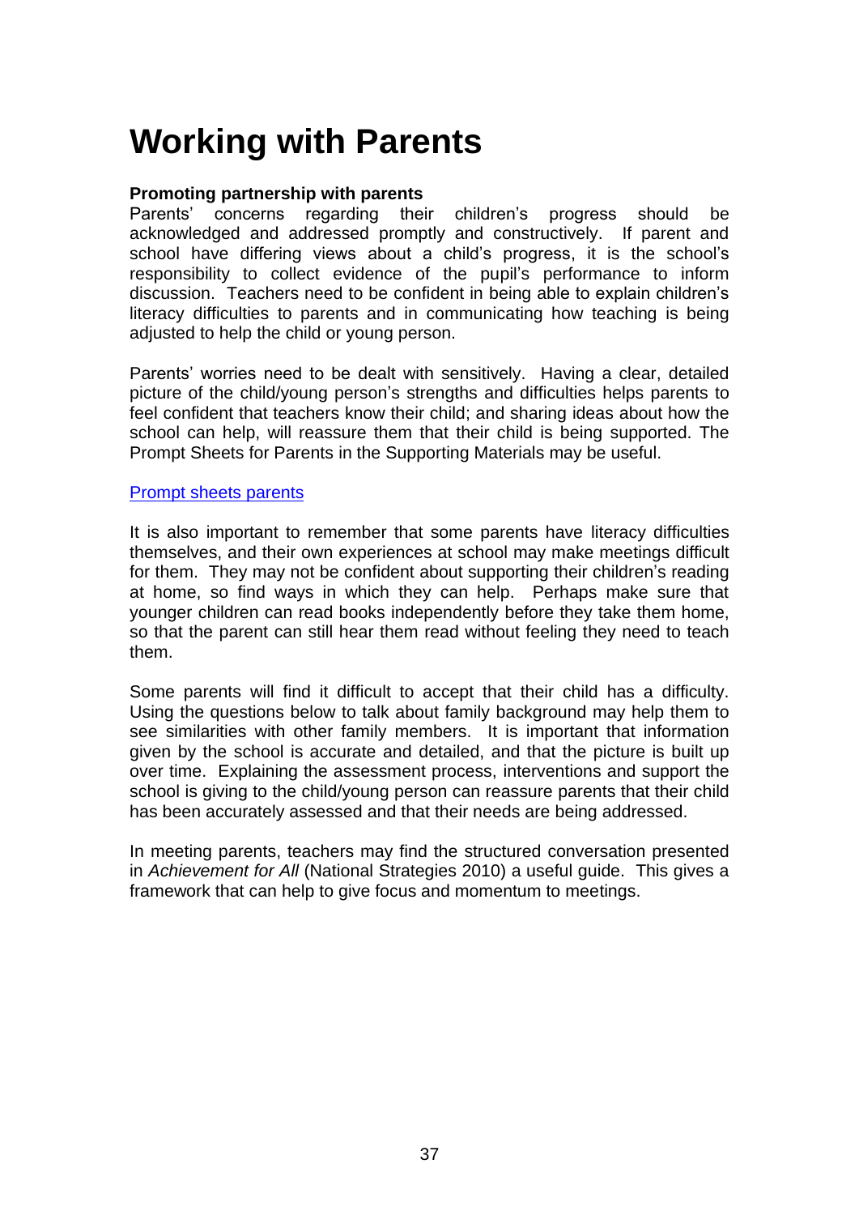# Working with Parents

**Promoting partnership with parents**

Parents' concerns regarding their children's progress should be acknowledged and addressed promptly and constructively. If parent and school have differing views about a child's progress, it is the school's responsibility to collect evidence of the pupil's performance to inform discussion. Teachers need to be confident in being able to explain children's literacy difficulties to parents and in communicating how teaching is being adjusted to help the child or young person.

Parents' worries need to be dealt with sensitively. Having a clear, detailed picture of the child/young person's strengths and difficulties helps parents to feel confident that teachers know their child; and sharing ideas about how the school can help, will reassure them that their child is being supported. The Prompt Sheets for Parents in the Supporting Materials may be useful.

Prompt sheets parents

It is also important to remember that some parents have literacy difficulties themselves, and their own experiences at school may make meetings difficult for them. They may not be confident about supporting their children's reading at home, so find ways in which they can help. Perhaps make sure that younger children can read books independently before they take them home, so that the parent can still hear them read without feeling they need to teach them.

Some parents will find it difficult to accept that their child has a difficulty. Using the questions below to talk about family background may help them to see similarities with other family members. It is important that information given by the school is accurate and detailed, and that the picture is built up over time. Explaining the assessment process, interventions and support the school is giving to the child/young person can reassure parents that their child has been accurately assessed and that their needs are being addressed.

In meeting parents, teachers may find the structured conversation presented in *Achievement for All* (National Strategies 2010) a useful guide. This gives a framework that can help to give focus and momentum to meetings.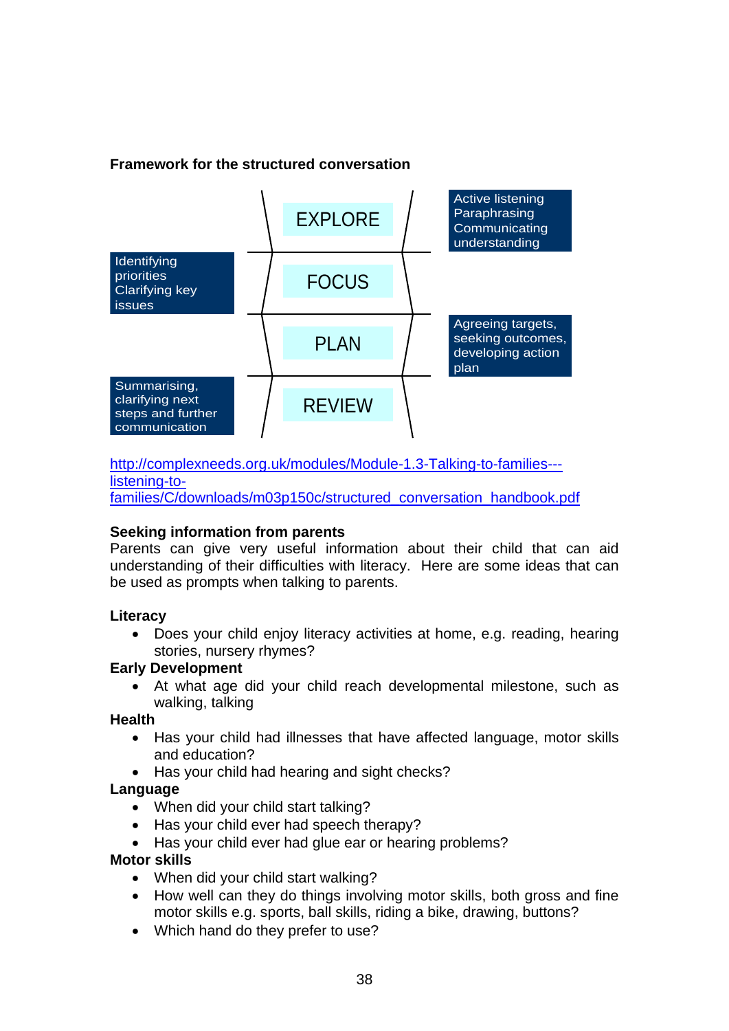**Framework for the structured conversation**

| Stage | Description |
| --- | --- |
| EXPLORE | Active listening Paraphrasing Communicating understanding |
| FOCUS | Identifying priorities Clarifying key issues |
| PLAN | Agreeing targets, seeking outcomes, developing action plan |
| REVIEW | Summarising, clarifying next steps and further communication |

http://complexneeds.org.uk/modules/Module-1.3-Talking-to-families---listening-to-families/C/downloads/m03p150c/structured_conversation_handbook.pdf

**Seeking information from parents**

Parents can give very useful information about their child that can aid understanding of their difficulties with literacy. Here are some ideas that can be used as prompts when talking to parents.

**Literacy**

- Does your child enjoy literacy activities at home, e.g. reading, hearing stories, nursery rhymes?

**Early Development**

- At what age did your child reach developmental milestone, such as walking, talking

**Health**

- Has your child had illnesses that have affected language, motor skills and education?
- Has your child had hearing and sight checks?

**Language**

- When did your child start talking?
- Has your child ever had speech therapy?
- Has your child ever had glue ear or hearing problems?

**Motor skills**

- When did your child start walking?
- How well can they do things involving motor skills, both gross and fine motor skills e.g. sports, ball skills, riding a bike, drawing, buttons?
- Which hand do they prefer to use?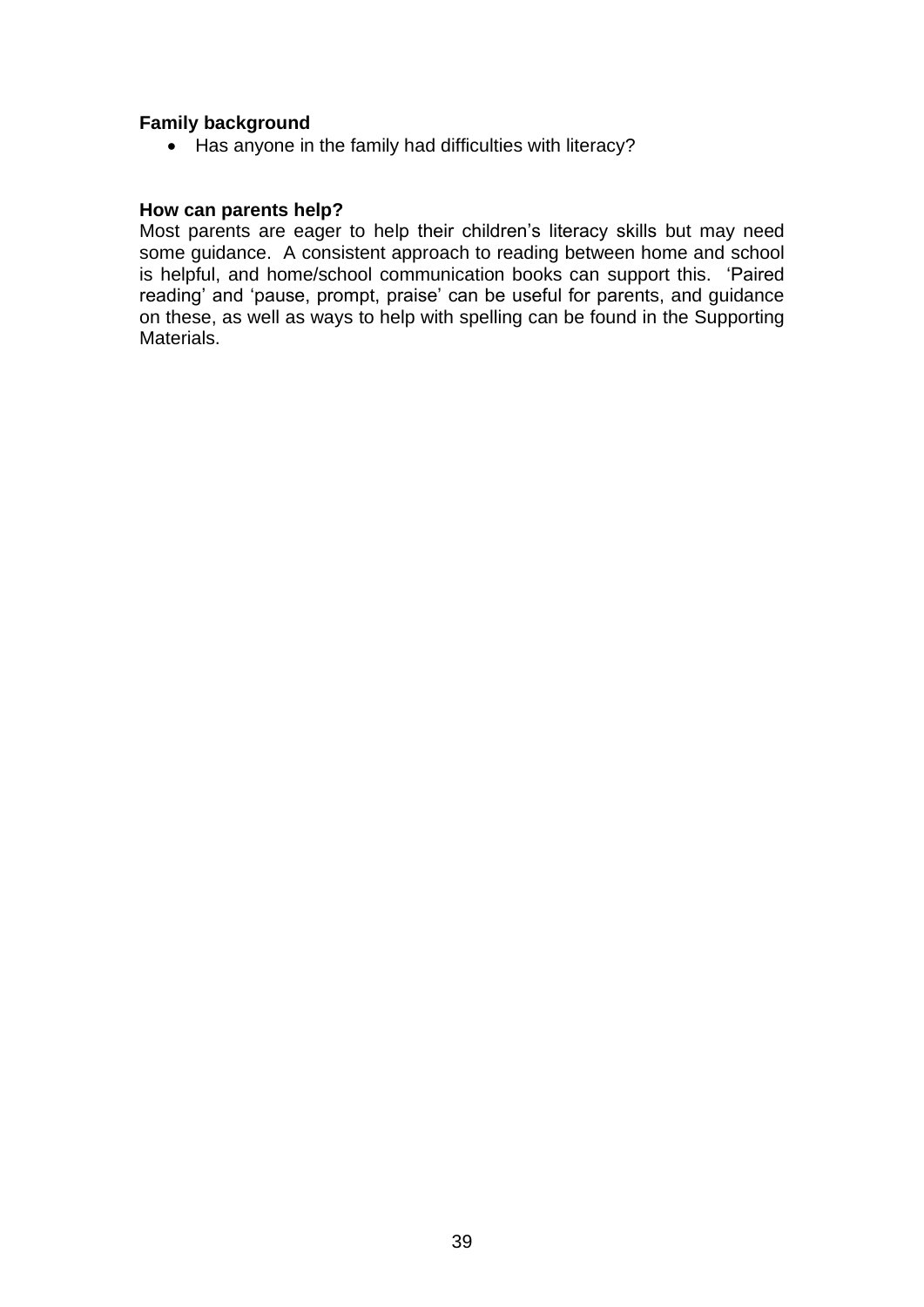**Family background**

- Has anyone in the family had difficulties with literacy?

**How can parents help?**

Most parents are eager to help their children's literacy skills but may need some guidance. A consistent approach to reading between home and school is helpful, and home/school communication books can support this. 'Paired reading' and 'pause, prompt, praise' can be useful for parents, and guidance on these, as well as ways to help with spelling can be found in the Supporting Materials.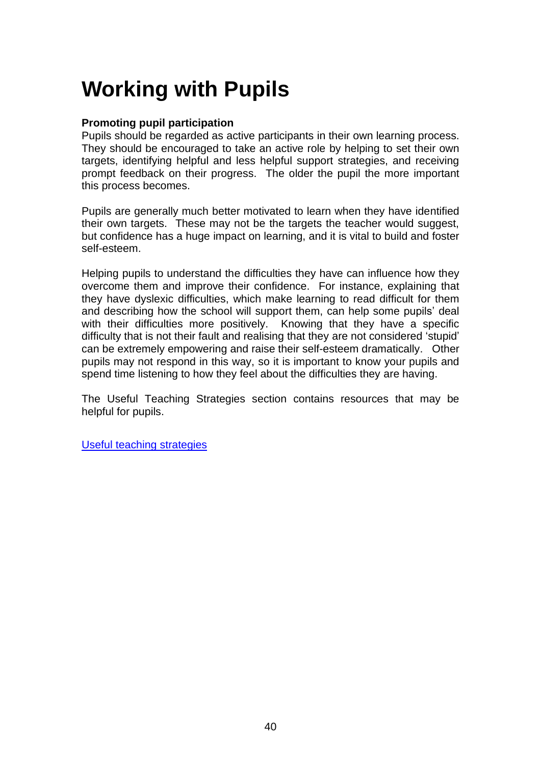# Working with Pupils

**Promoting pupil participation**

Pupils should be regarded as active participants in their own learning process. They should be encouraged to take an active role by helping to set their own targets, identifying helpful and less helpful support strategies, and receiving prompt feedback on their progress. The older the pupil the more important this process becomes.

Pupils are generally much better motivated to learn when they have identified their own targets. These may not be the targets the teacher would suggest, but confidence has a huge impact on learning, and it is vital to build and foster self-esteem.

Helping pupils to understand the difficulties they have can influence how they overcome them and improve their confidence. For instance, explaining that they have dyslexic difficulties, which make learning to read difficult for them and describing how the school will support them, can help some pupils' deal with their difficulties more positively. Knowing that they have a specific difficulty that is not their fault and realising that they are not considered 'stupid' can be extremely empowering and raise their self-esteem dramatically. Other pupils may not respond in this way, so it is important to know your pupils and spend time listening to how they feel about the difficulties they are having.

The Useful Teaching Strategies section contains resources that may be helpful for pupils.

Useful teaching strategies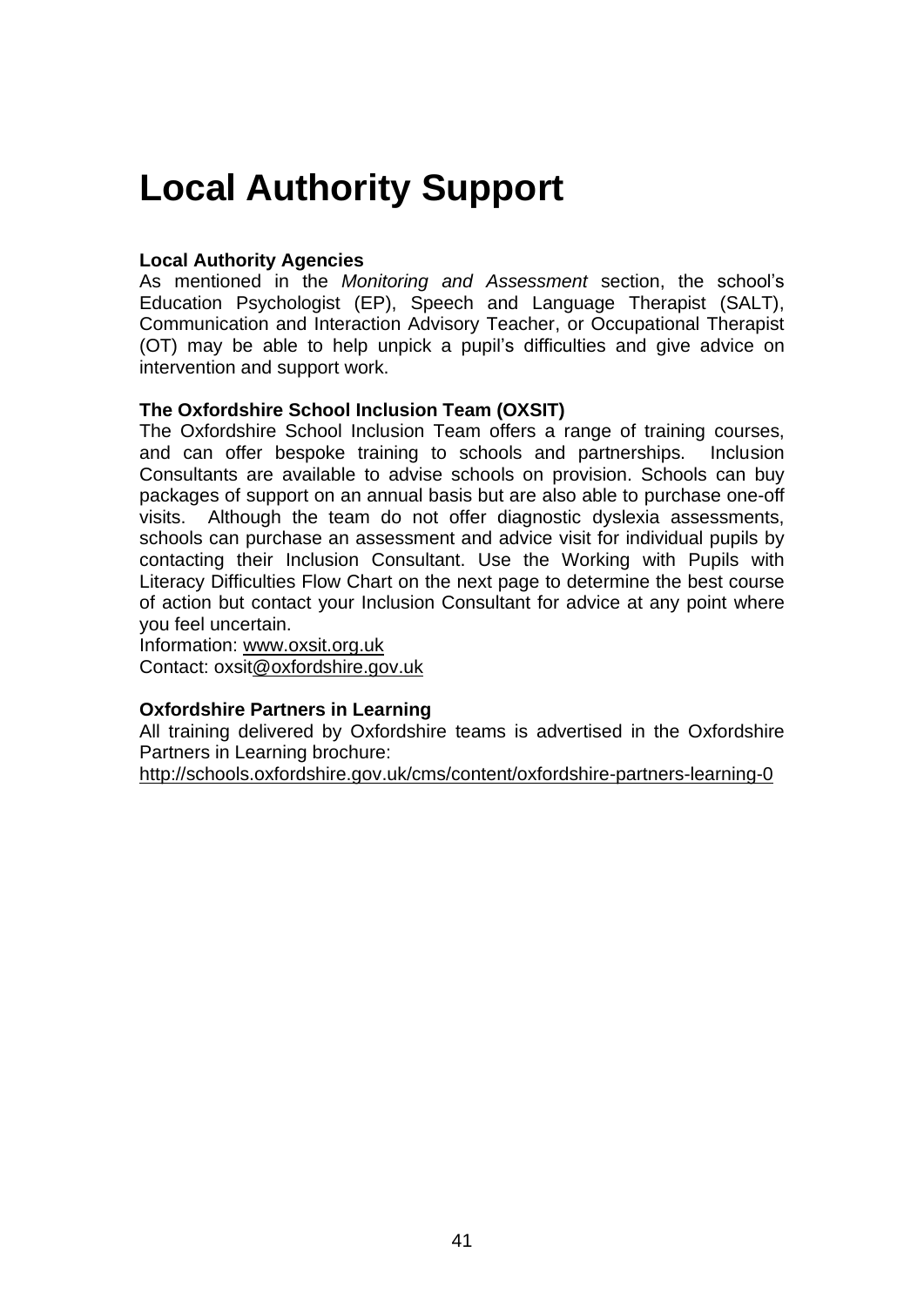# Local Authority Support

**Local Authority Agencies**

As mentioned in the *Monitoring and Assessment* section, the school's Education Psychologist (EP), Speech and Language Therapist (SALT), Communication and Interaction Advisory Teacher, or Occupational Therapist (OT) may be able to help unpick a pupil's difficulties and give advice on intervention and support work.

**The Oxfordshire School Inclusion Team (OXSIT)**

The Oxfordshire School Inclusion Team offers a range of training courses, and can offer bespoke training to schools and partnerships. Inclusion Consultants are available to advise schools on provision. Schools can buy packages of support on an annual basis but are also able to purchase one-off visits. Although the team do not offer diagnostic dyslexia assessments, schools can purchase an assessment and advice visit for individual pupils by contacting their Inclusion Consultant. Use the Working with Pupils with Literacy Difficulties Flow Chart on the next page to determine the best course of action but contact your Inclusion Consultant for advice at any point where you feel uncertain.

Information: www.oxsit.org.uk

Contact: oxsit@oxfordshire.gov.uk

**Oxfordshire Partners in Learning**

All training delivered by Oxfordshire teams is advertised in the Oxfordshire Partners in Learning brochure:

http://schools.oxfordshire.gov.uk/cms/content/oxfordshire-partners-learning-0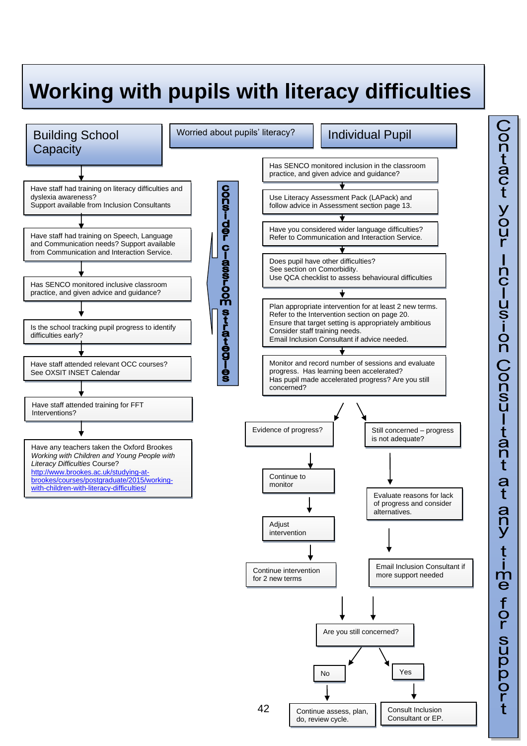# Working with pupils with literacy difficulties

Worried about pupils' literacy?

## Building School Capacity

- Have staff had training on literacy difficulties and dyslexia awareness? Support available from Inclusion Consultants
- Have staff had training on Speech, Language and Communication needs? Support available from Communication and Interaction Service.
- Has SENCO monitored inclusive classroom practice, and given advice and guidance?
- Is the school tracking pupil progress to identify difficulties early?
- Have staff attended relevant OCC courses? See OXSIT INSET Calendar
- Have staff attended training for FFT Interventions?
- Have any teachers taken the Oxford Brookes *Working with Children and Young People with Literacy Difficulties* Course? http://www.brookes.ac.uk/studying-at-brookes/courses/postgraduate/2015/working-with-children-with-literacy-difficulties/

**Consider classroom strategies**

## Individual Pupil

- Has SENCO monitored inclusion in the classroom practice, and given advice and guidance?
- Use Literacy Assessment Pack (LAPack) and follow advice in Assessment section page 13.
- Have you considered wider language difficulties? Refer to Communication and Interaction Service.
- Does pupil have other difficulties? See section on Comorbidity. Use QCA checklist to assess behavioural difficulties
- Plan appropriate intervention for at least 2 new terms. Refer to the Intervention section on page 20. Ensure that target setting is appropriately ambitious. Consider staff training needs. Email Inclusion Consultant if advice needed.
- Monitor and record number of sessions and evaluate progress. Has learning been accelerated? Has pupil made accelerated progress? Are you still concerned?

**Evidence of progress?**
- Continue to monitor
- Adjust intervention
- Continue intervention for 2 new terms

**Still concerned – progress is not adequate?**
- Evaluate reasons for lack of progress and consider alternatives.
- Email Inclusion Consultant if more support needed

**Are you still concerned?**
- No → Continue assess, plan, do, review cycle.
- Yes → Consult Inclusion Consultant or EP.

**Contact your Inclusion Consultant at any time for support**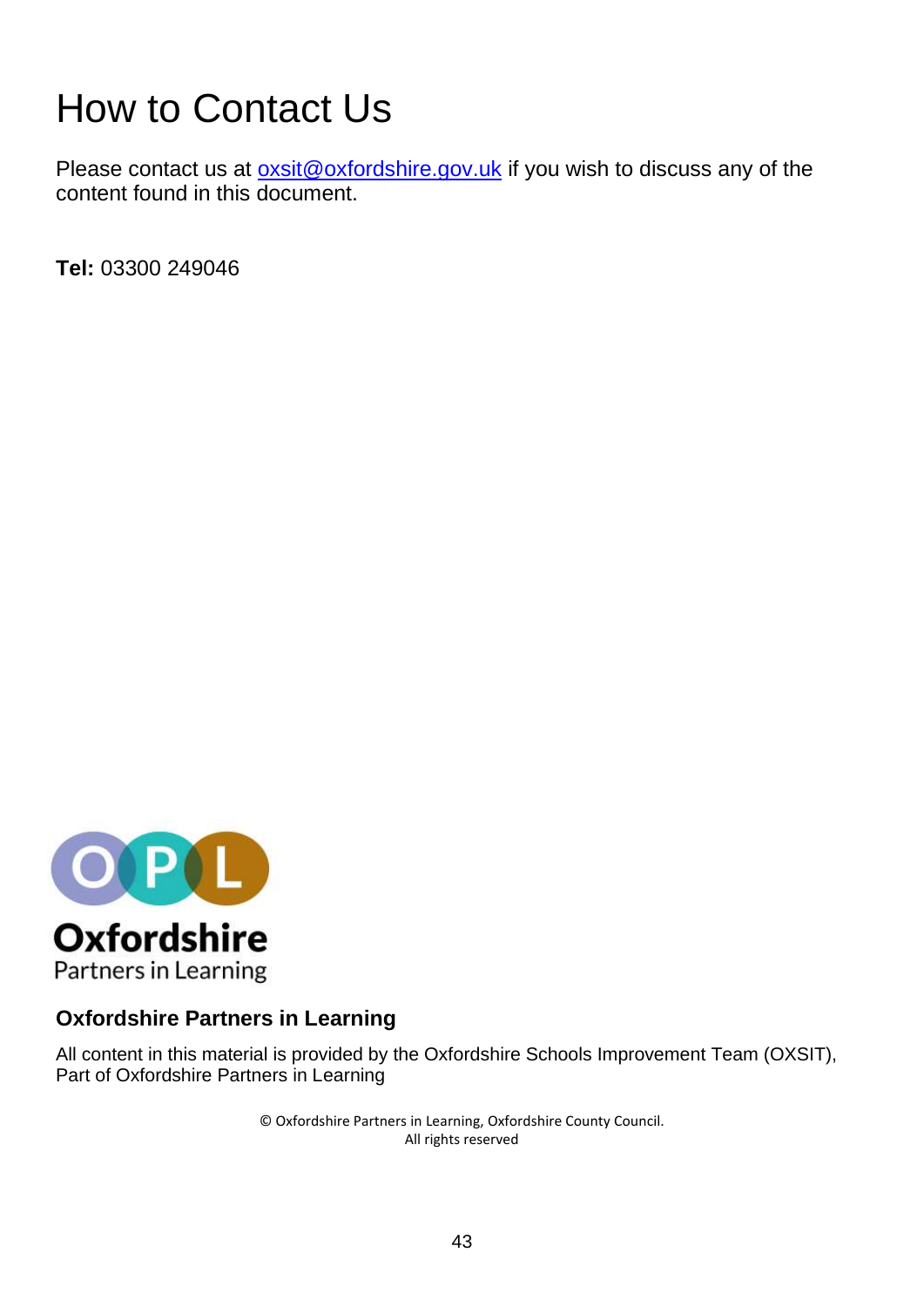# How to Contact Us

Please contact us at oxsit@oxfordshire.gov.uk if you wish to discuss any of the content found in this document.

**Tel:** 03300 249046

OPL

Oxfordshire

Partners in Learning

**Oxfordshire Partners in Learning**

All content in this material is provided by the Oxfordshire Schools Improvement Team (OXSIT), Part of Oxfordshire Partners in Learning

© Oxfordshire Partners in Learning, Oxfordshire County Council.
All rights reserved